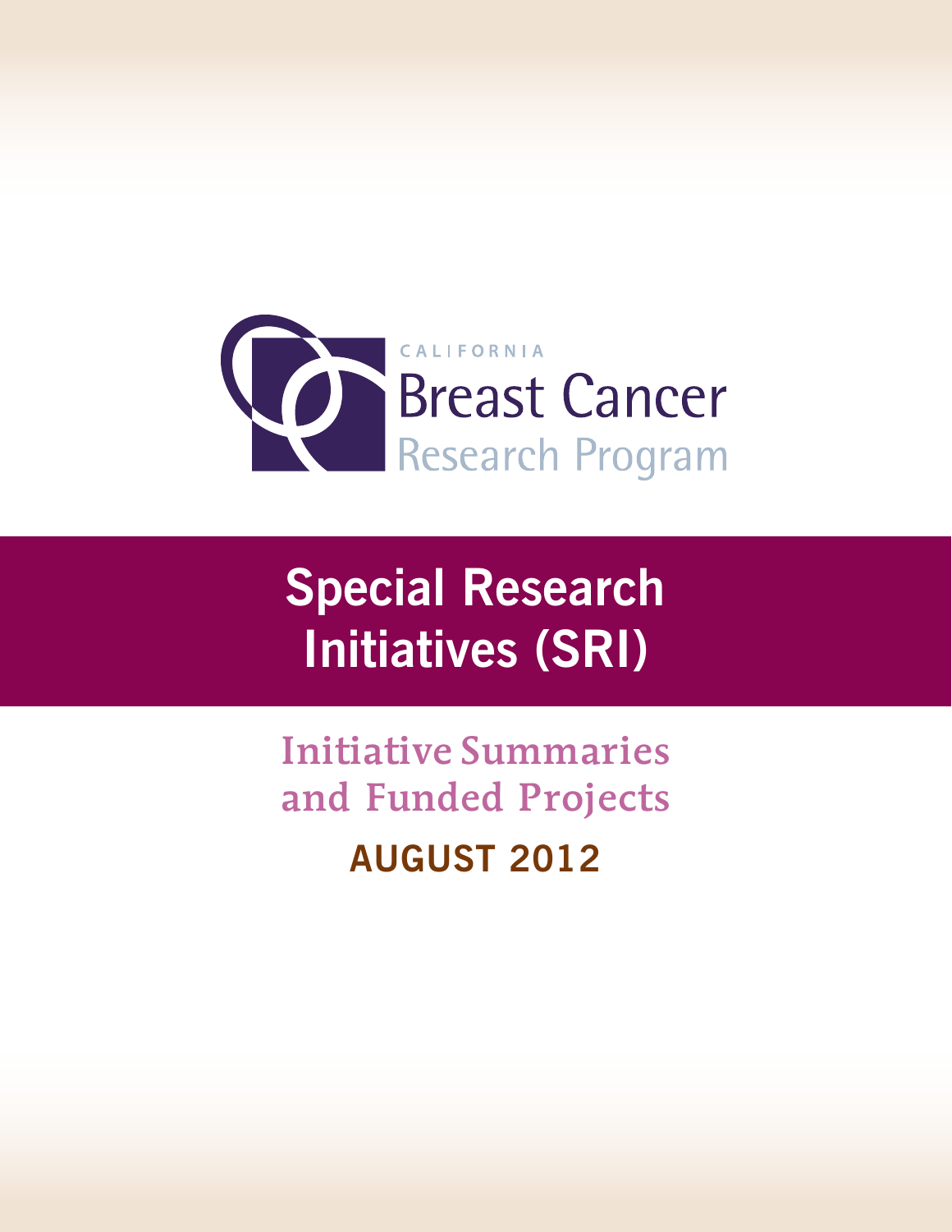CALIFORNIA

Breast Cancer

Research Program

# Special Research Initiatives (SRI)

## Initiative Summaries and Funded Projects

**AUGUST 2012**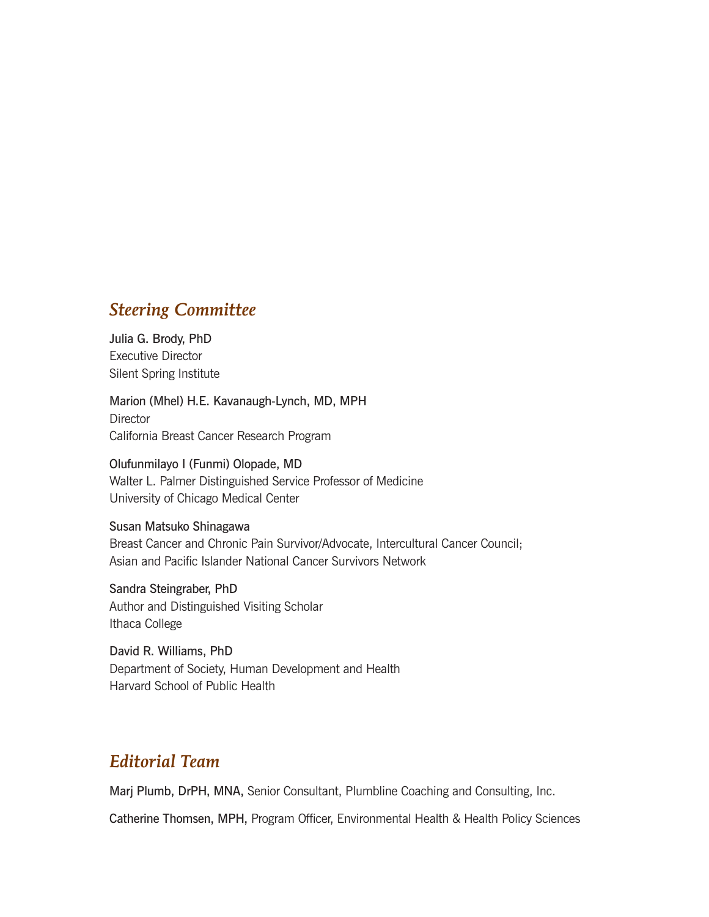## *Steering Committee*

Julia G. Brody, PhD  
Executive Director  
Silent Spring Institute

Marion (Mhel) H.E. Kavanaugh-Lynch, MD, MPH  
Director  
California Breast Cancer Research Program

Olufunmilayo I (Funmi) Olopade, MD  
Walter L. Palmer Distinguished Service Professor of Medicine  
University of Chicago Medical Center

Susan Matsuko Shinagawa  
Breast Cancer and Chronic Pain Survivor/Advocate, Intercultural Cancer Council;  
Asian and Pacific Islander National Cancer Survivors Network

Sandra Steingraber, PhD  
Author and Distinguished Visiting Scholar  
Ithaca College

David R. Williams, PhD  
Department of Society, Human Development and Health  
Harvard School of Public Health

## *Editorial Team*

Marj Plumb, DrPH, MNA, Senior Consultant, Plumbline Coaching and Consulting, Inc.

Catherine Thomsen, MPH, Program Officer, Environmental Health & Health Policy Sciences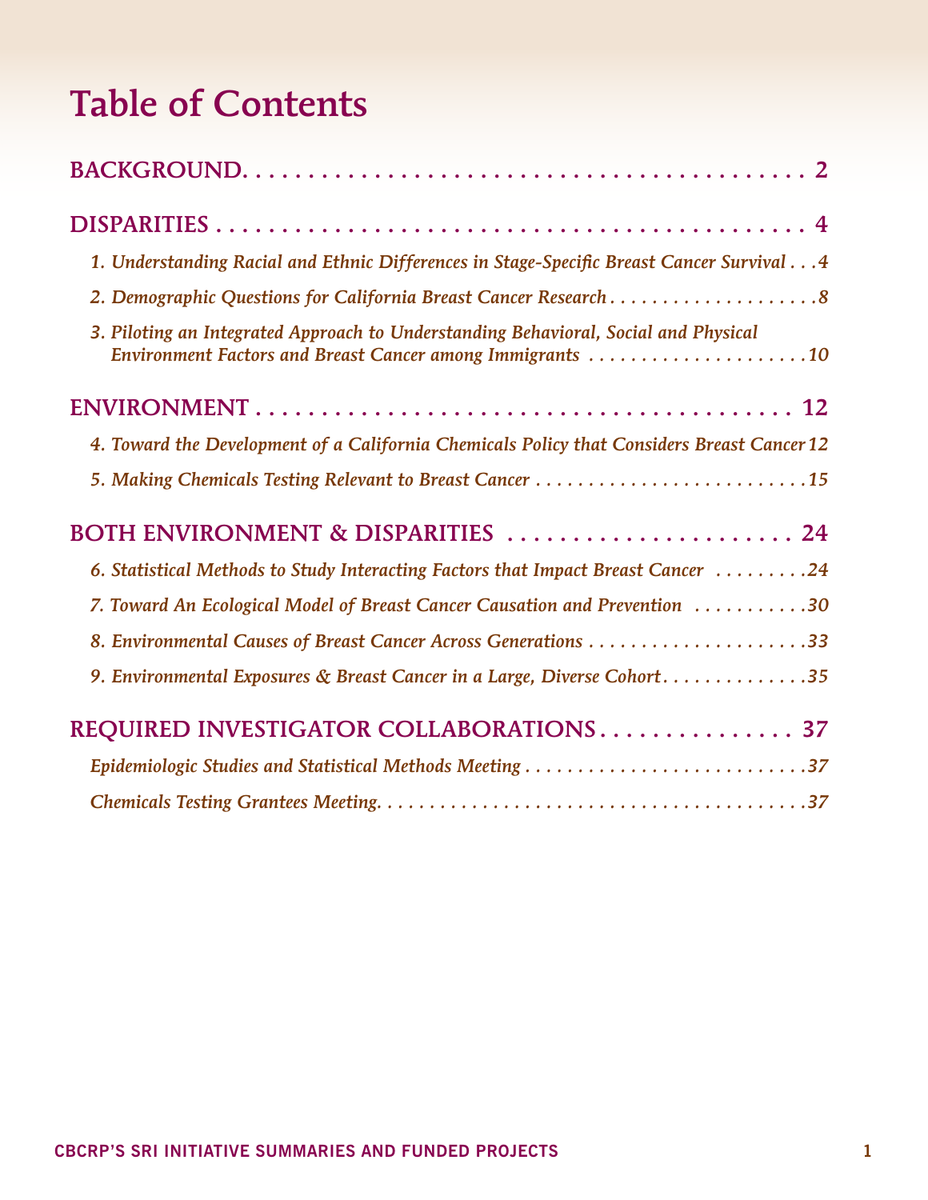# Table of Contents

**BACKGROUND** . . . . . . . . . . . . . . . . . . . . . . . . . . . . . . . . . . . . . . . . . . . . 2

**DISPARITIES** . . . . . . . . . . . . . . . . . . . . . . . . . . . . . . . . . . . . . . . . . . . . 4

*1. Understanding Racial and Ethnic Differences in Stage-Specific Breast Cancer Survival . . . 4*

*2. Demographic Questions for California Breast Cancer Research . . . . . . . . . . . . . . . . . . . 8*

*3. Piloting an Integrated Approach to Understanding Behavioral, Social and Physical Environment Factors and Breast Cancer among Immigrants . . . . . . . . . . . . . . . . . . . . 10*

**ENVIRONMENT** . . . . . . . . . . . . . . . . . . . . . . . . . . . . . . . . . . . . . . . . . . 12

*4. Toward the Development of a California Chemicals Policy that Considers Breast Cancer 12*

*5. Making Chemicals Testing Relevant to Breast Cancer . . . . . . . . . . . . . . . . . . . . . . . . 15*

**BOTH ENVIRONMENT & DISPARITIES** . . . . . . . . . . . . . . . . . . . . . . . 24

*6. Statistical Methods to Study Interacting Factors that Impact Breast Cancer . . . . . . . . . 24*

*7. Toward An Ecological Model of Breast Cancer Causation and Prevention . . . . . . . . . . . 30*

*8. Environmental Causes of Breast Cancer Across Generations . . . . . . . . . . . . . . . . . . . . 33*

*9. Environmental Exposures & Breast Cancer in a Large, Diverse Cohort . . . . . . . . . . . . . 35*

**REQUIRED INVESTIGATOR COLLABORATIONS** . . . . . . . . . . . . . . . 37

*Epidemiologic Studies and Statistical Methods Meeting . . . . . . . . . . . . . . . . . . . . . . . . . . 37*

*Chemicals Testing Grantees Meeting . . . . . . . . . . . . . . . . . . . . . . . . . . . . . . . . . . . . . . . 37*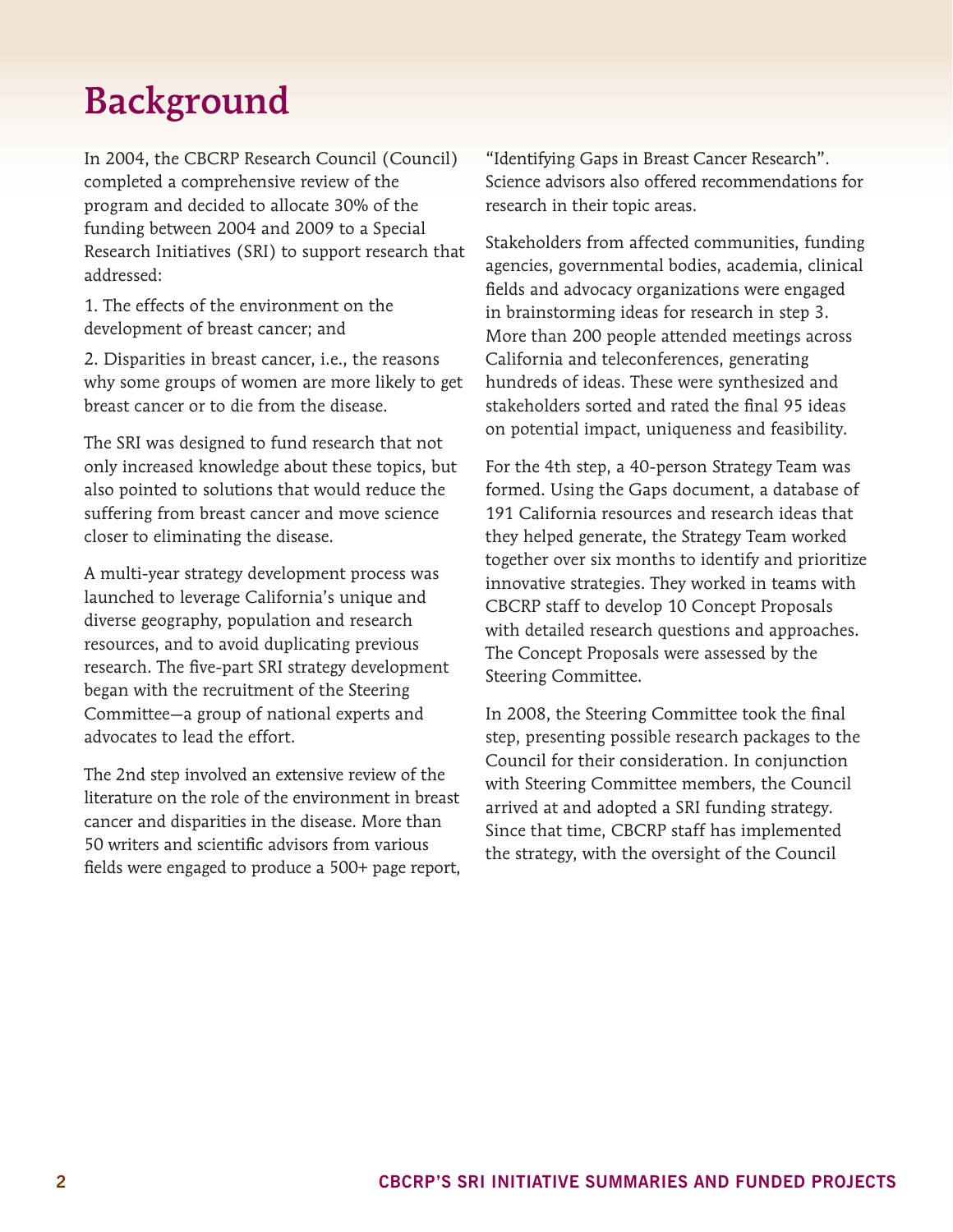# Background

In 2004, the CBCRP Research Council (Council) completed a comprehensive review of the program and decided to allocate 30% of the funding between 2004 and 2009 to a Special Research Initiatives (SRI) to support research that addressed:

1. The effects of the environment on the development of breast cancer; and

2. Disparities in breast cancer, i.e., the reasons why some groups of women are more likely to get breast cancer or to die from the disease.

The SRI was designed to fund research that not only increased knowledge about these topics, but also pointed to solutions that would reduce the suffering from breast cancer and move science closer to eliminating the disease.

A multi-year strategy development process was launched to leverage California's unique and diverse geography, population and research resources, and to avoid duplicating previous research. The five-part SRI strategy development began with the recruitment of the Steering Committee—a group of national experts and advocates to lead the effort.

The 2nd step involved an extensive review of the literature on the role of the environment in breast cancer and disparities in the disease. More than 50 writers and scientific advisors from various fields were engaged to produce a 500+ page report, "Identifying Gaps in Breast Cancer Research". Science advisors also offered recommendations for research in their topic areas.

Stakeholders from affected communities, funding agencies, governmental bodies, academia, clinical fields and advocacy organizations were engaged in brainstorming ideas for research in step 3. More than 200 people attended meetings across California and teleconferences, generating hundreds of ideas. These were synthesized and stakeholders sorted and rated the final 95 ideas on potential impact, uniqueness and feasibility.

For the 4th step, a 40-person Strategy Team was formed. Using the Gaps document, a database of 191 California resources and research ideas that they helped generate, the Strategy Team worked together over six months to identify and prioritize innovative strategies. They worked in teams with CBCRP staff to develop 10 Concept Proposals with detailed research questions and approaches. The Concept Proposals were assessed by the Steering Committee.

In 2008, the Steering Committee took the final step, presenting possible research packages to the Council for their consideration. In conjunction with Steering Committee members, the Council arrived at and adopted a SRI funding strategy. Since that time, CBCRP staff has implemented the strategy, with the oversight of the Council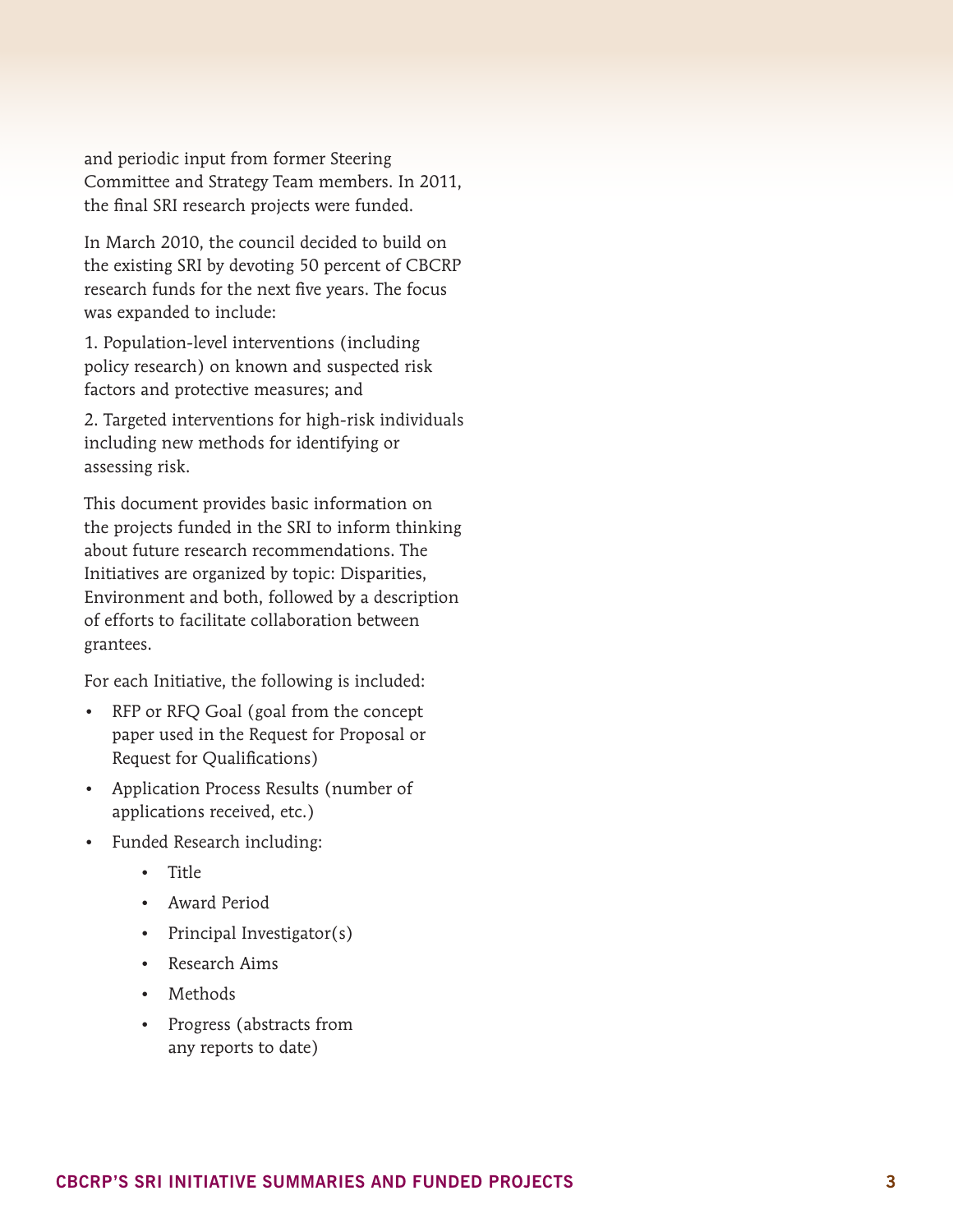and periodic input from former Steering Committee and Strategy Team members. In 2011, the final SRI research projects were funded.

In March 2010, the council decided to build on the existing SRI by devoting 50 percent of CBCRP research funds for the next five years. The focus was expanded to include:

1. Population-level interventions (including policy research) on known and suspected risk factors and protective measures; and

2. Targeted interventions for high-risk individuals including new methods for identifying or assessing risk.

This document provides basic information on the projects funded in the SRI to inform thinking about future research recommendations. The Initiatives are organized by topic: Disparities, Environment and both, followed by a description of efforts to facilitate collaboration between grantees.

For each Initiative, the following is included:

- RFP or RFQ Goal (goal from the concept paper used in the Request for Proposal or Request for Qualifications)
- Application Process Results (number of applications received, etc.)
- Funded Research including:
  - Title
  - Award Period
  - Principal Investigator(s)
  - Research Aims
  - Methods
  - Progress (abstracts from any reports to date)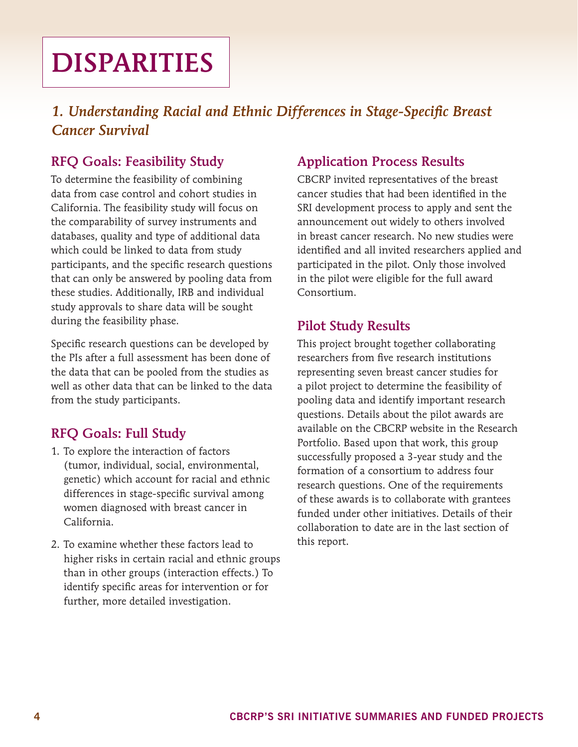# DISPARITIES

## *1. Understanding Racial and Ethnic Differences in Stage-Specific Breast Cancer Survival*

### RFQ Goals: Feasibility Study

To determine the feasibility of combining data from case control and cohort studies in California. The feasibility study will focus on the comparability of survey instruments and databases, quality and type of additional data which could be linked to data from study participants, and the specific research questions that can only be answered by pooling data from these studies. Additionally, IRB and individual study approvals to share data will be sought during the feasibility phase.

Specific research questions can be developed by the PIs after a full assessment has been done of the data that can be pooled from the studies as well as other data that can be linked to the data from the study participants.

### RFQ Goals: Full Study

1. To explore the interaction of factors (tumor, individual, social, environmental, genetic) which account for racial and ethnic differences in stage-specific survival among women diagnosed with breast cancer in California.
2. To examine whether these factors lead to higher risks in certain racial and ethnic groups than in other groups (interaction effects.) To identify specific areas for intervention or for further, more detailed investigation.

### Application Process Results

CBCRP invited representatives of the breast cancer studies that had been identified in the SRI development process to apply and sent the announcement out widely to others involved in breast cancer research. No new studies were identified and all invited researchers applied and participated in the pilot. Only those involved in the pilot were eligible for the full award Consortium.

### Pilot Study Results

This project brought together collaborating researchers from five research institutions representing seven breast cancer studies for a pilot project to determine the feasibility of pooling data and identify important research questions. Details about the pilot awards are available on the CBCRP website in the Research Portfolio. Based upon that work, this group successfully proposed a 3-year study and the formation of a consortium to address four research questions. One of the requirements of these awards is to collaborate with grantees funded under other initiatives. Details of their collaboration to date are in the last section of this report.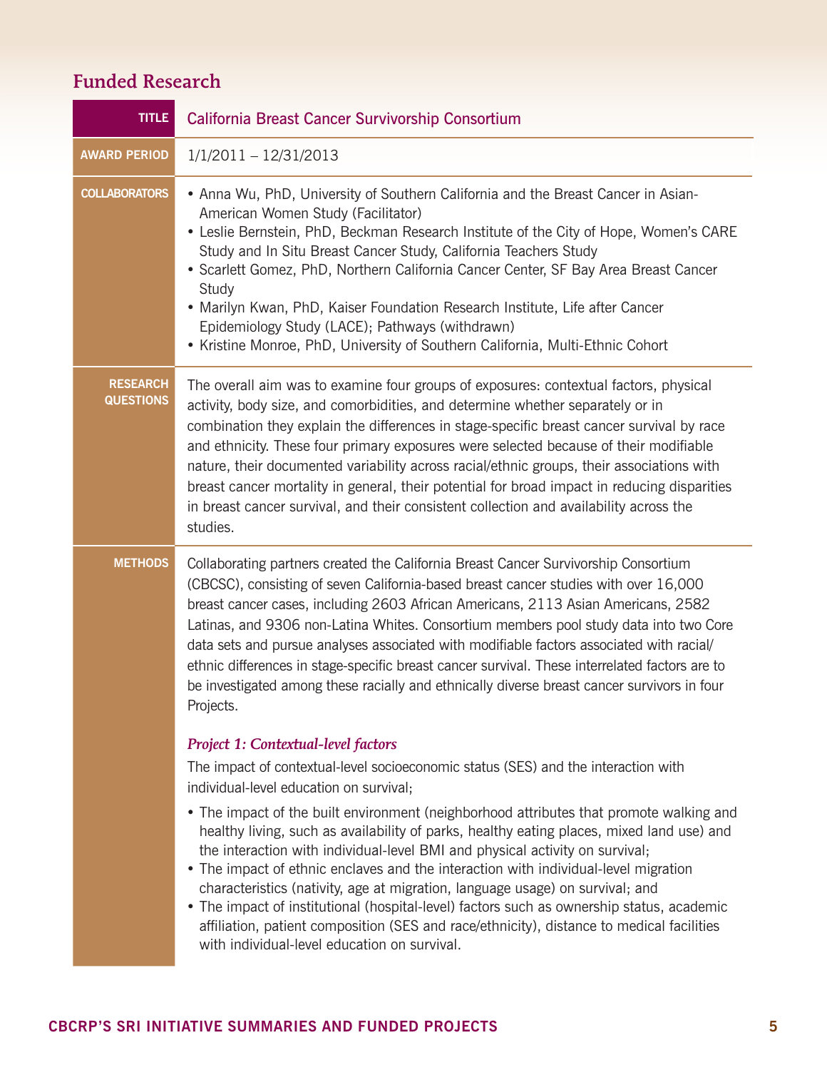## Funded Research

| TITLE | California Breast Cancer Survivorship Consortium |
|---|---|
| AWARD PERIOD | 1/1/2011 – 12/31/2013 |
| COLLABORATORS | • Anna Wu, PhD, University of Southern California and the Breast Cancer in Asian-American Women Study (Facilitator)<br>• Leslie Bernstein, PhD, Beckman Research Institute of the City of Hope, Women's CARE Study and In Situ Breast Cancer Study, California Teachers Study<br>• Scarlett Gomez, PhD, Northern California Cancer Center, SF Bay Area Breast Cancer Study<br>• Marilyn Kwan, PhD, Kaiser Foundation Research Institute, Life after Cancer Epidemiology Study (LACE); Pathways (withdrawn)<br>• Kristine Monroe, PhD, University of Southern California, Multi-Ethnic Cohort |
| RESEARCH QUESTIONS | The overall aim was to examine four groups of exposures: contextual factors, physical activity, body size, and comorbidities, and determine whether separately or in combination they explain the differences in stage-specific breast cancer survival by race and ethnicity. These four primary exposures were selected because of their modifiable nature, their documented variability across racial/ethnic groups, their associations with breast cancer mortality in general, their potential for broad impact in reducing disparities in breast cancer survival, and their consistent collection and availability across the studies. |
| METHODS | Collaborating partners created the California Breast Cancer Survivorship Consortium (CBCSC), consisting of seven California-based breast cancer studies with over 16,000 breast cancer cases, including 2603 African Americans, 2113 Asian Americans, 2582 Latinas, and 9306 non-Latina Whites. Consortium members pool study data into two Core data sets and pursue analyses associated with modifiable factors associated with racial/ethnic differences in stage-specific breast cancer survival. These interrelated factors are to be investigated among these racially and ethnically diverse breast cancer survivors in four Projects.<br><br>***Project 1: Contextual-level factors***<br>The impact of contextual-level socioeconomic status (SES) and the interaction with individual-level education on survival;<br>• The impact of the built environment (neighborhood attributes that promote walking and healthy living, such as availability of parks, healthy eating places, mixed land use) and the interaction with individual-level BMI and physical activity on survival;<br>• The impact of ethnic enclaves and the interaction with individual-level migration characteristics (nativity, age at migration, language usage) on survival; and<br>• The impact of institutional (hospital-level) factors such as ownership status, academic affiliation, patient composition (SES and race/ethnicity), distance to medical facilities with individual-level education on survival. |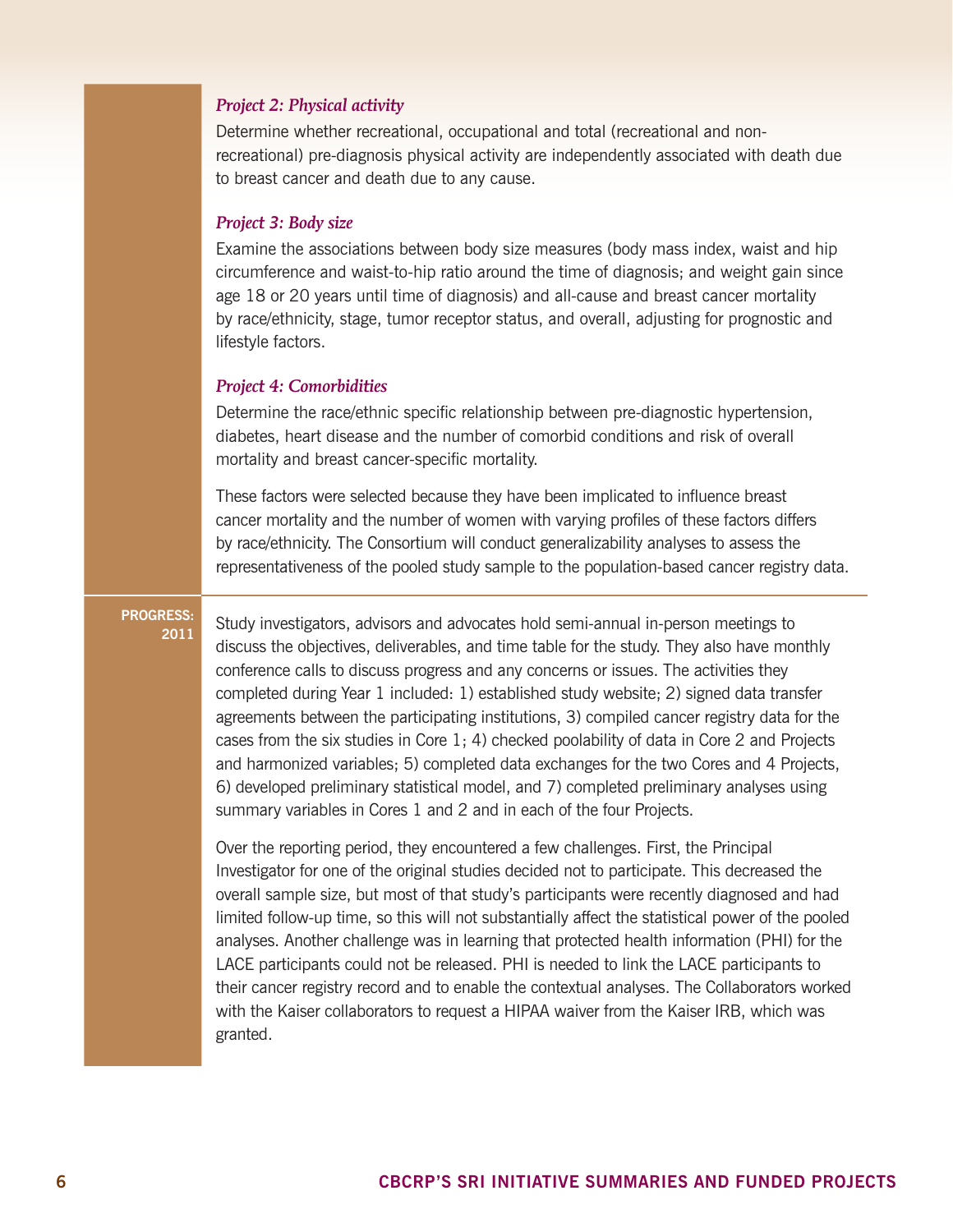*Project 2: Physical activity*

Determine whether recreational, occupational and total (recreational and non-recreational) pre-diagnosis physical activity are independently associated with death due to breast cancer and death due to any cause.

*Project 3: Body size*

Examine the associations between body size measures (body mass index, waist and hip circumference and waist-to-hip ratio around the time of diagnosis; and weight gain since age 18 or 20 years until time of diagnosis) and all-cause and breast cancer mortality by race/ethnicity, stage, tumor receptor status, and overall, adjusting for prognostic and lifestyle factors.

*Project 4: Comorbidities*

Determine the race/ethnic specific relationship between pre-diagnostic hypertension, diabetes, heart disease and the number of comorbid conditions and risk of overall mortality and breast cancer-specific mortality.

These factors were selected because they have been implicated to influence breast cancer mortality and the number of women with varying profiles of these factors differs by race/ethnicity. The Consortium will conduct generalizability analyses to assess the representativeness of the pooled study sample to the population-based cancer registry data.

**PROGRESS: 2011**

Study investigators, advisors and advocates hold semi-annual in-person meetings to discuss the objectives, deliverables, and time table for the study. They also have monthly conference calls to discuss progress and any concerns or issues. The activities they completed during Year 1 included: 1) established study website; 2) signed data transfer agreements between the participating institutions, 3) compiled cancer registry data for the cases from the six studies in Core 1; 4) checked poolability of data in Core 2 and Projects and harmonized variables; 5) completed data exchanges for the two Cores and 4 Projects, 6) developed preliminary statistical model, and 7) completed preliminary analyses using summary variables in Cores 1 and 2 and in each of the four Projects.

Over the reporting period, they encountered a few challenges. First, the Principal Investigator for one of the original studies decided not to participate. This decreased the overall sample size, but most of that study's participants were recently diagnosed and had limited follow-up time, so this will not substantially affect the statistical power of the pooled analyses. Another challenge was in learning that protected health information (PHI) for the LACE participants could not be released. PHI is needed to link the LACE participants to their cancer registry record and to enable the contextual analyses. The Collaborators worked with the Kaiser collaborators to request a HIPAA waiver from the Kaiser IRB, which was granted.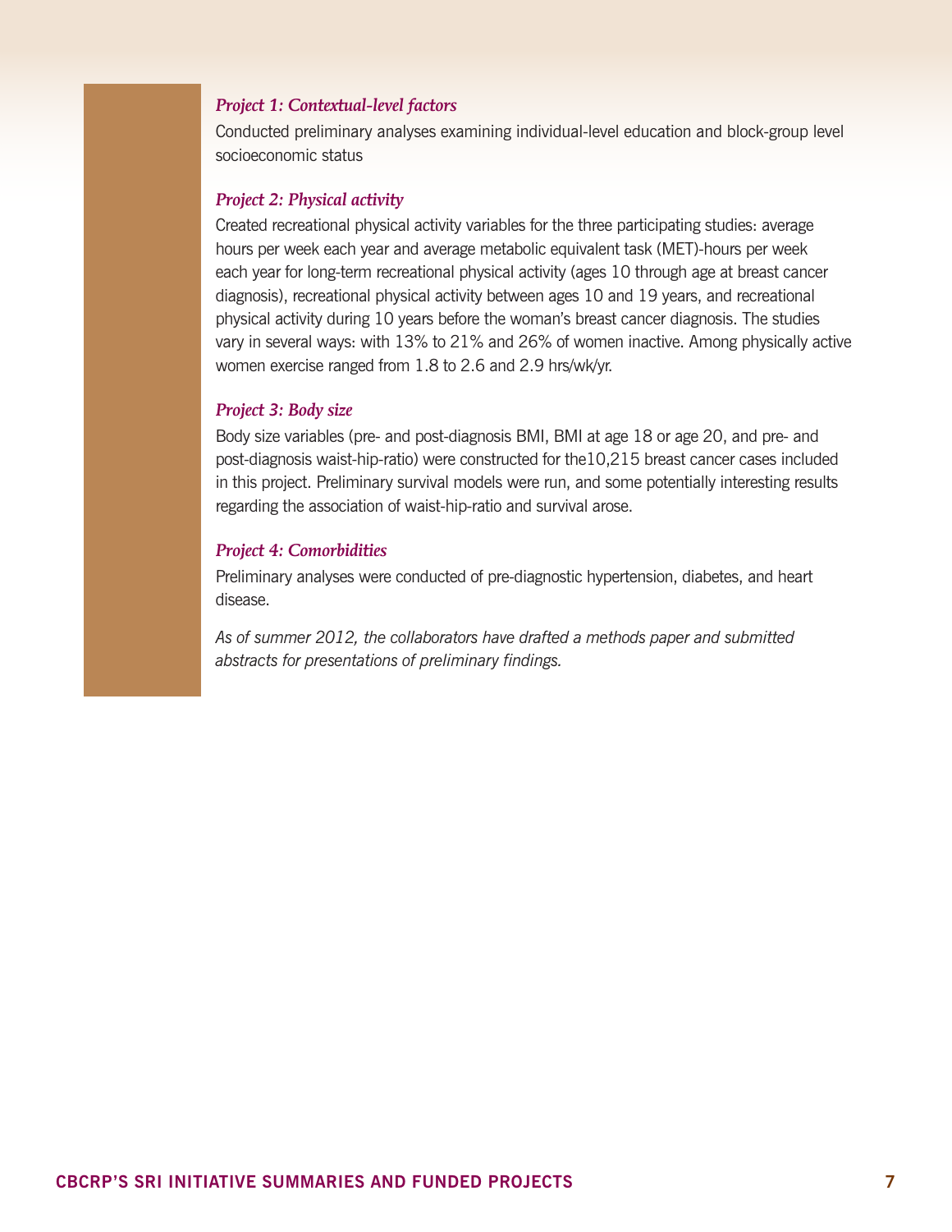*Project 1: Contextual-level factors*

Conducted preliminary analyses examining individual-level education and block-group level socioeconomic status

*Project 2: Physical activity*

Created recreational physical activity variables for the three participating studies: average hours per week each year and average metabolic equivalent task (MET)-hours per week each year for long-term recreational physical activity (ages 10 through age at breast cancer diagnosis), recreational physical activity between ages 10 and 19 years, and recreational physical activity during 10 years before the woman's breast cancer diagnosis. The studies vary in several ways: with 13% to 21% and 26% of women inactive. Among physically active women exercise ranged from 1.8 to 2.6 and 2.9 hrs/wk/yr.

*Project 3: Body size*

Body size variables (pre- and post-diagnosis BMI, BMI at age 18 or age 20, and pre- and post-diagnosis waist-hip-ratio) were constructed for the10,215 breast cancer cases included in this project. Preliminary survival models were run, and some potentially interesting results regarding the association of waist-hip-ratio and survival arose.

*Project 4: Comorbidities*

Preliminary analyses were conducted of pre-diagnostic hypertension, diabetes, and heart disease.

*As of summer 2012, the collaborators have drafted a methods paper and submitted abstracts for presentations of preliminary findings.*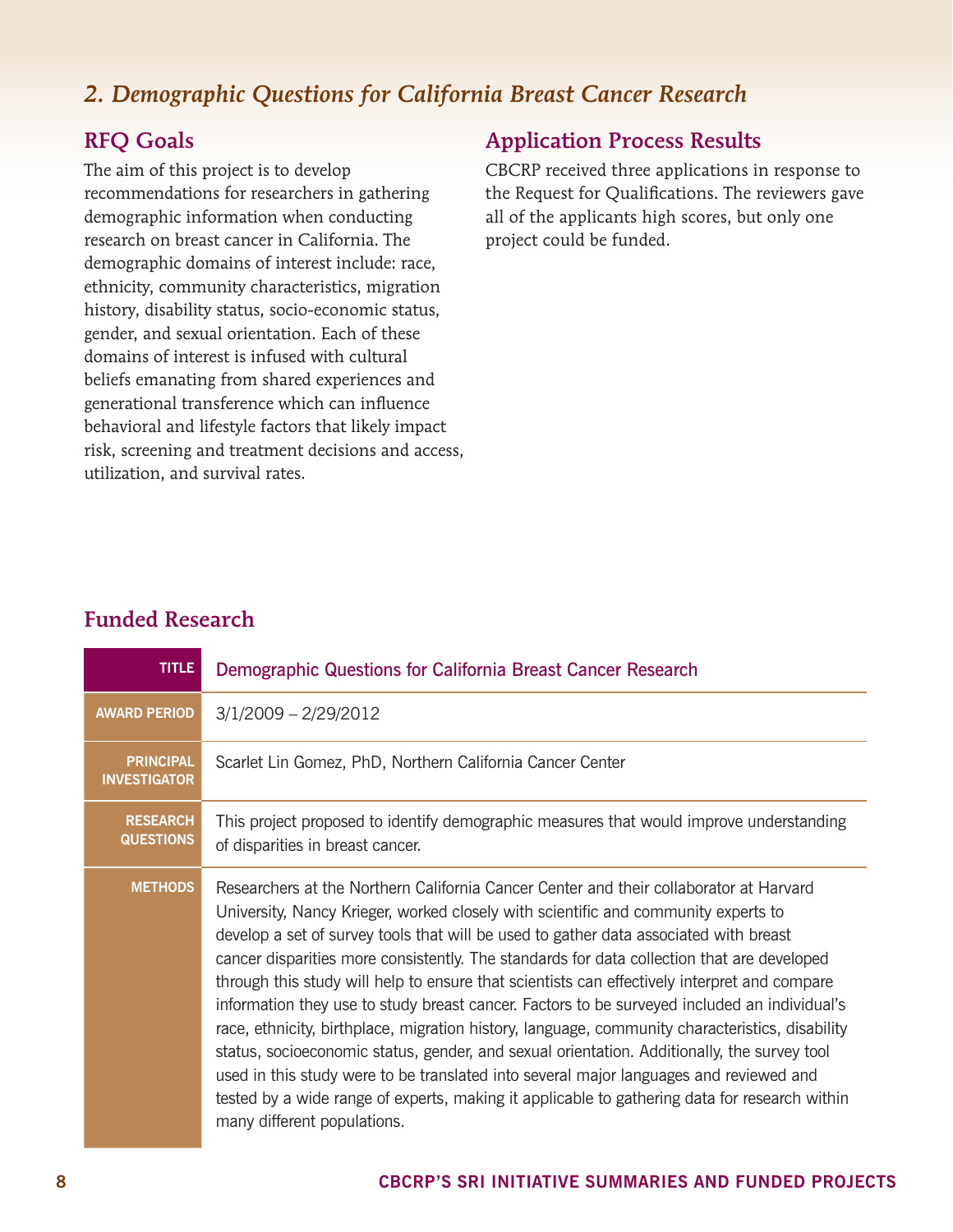## *2. Demographic Questions for California Breast Cancer Research*

### RFQ Goals

The aim of this project is to develop recommendations for researchers in gathering demographic information when conducting research on breast cancer in California. The demographic domains of interest include: race, ethnicity, community characteristics, migration history, disability status, socio-economic status, gender, and sexual orientation. Each of these domains of interest is infused with cultural beliefs emanating from shared experiences and generational transference which can influence behavioral and lifestyle factors that likely impact risk, screening and treatment decisions and access, utilization, and survival rates.

### Application Process Results

CBCRP received three applications in response to the Request for Qualifications. The reviewers gave all of the applicants high scores, but only one project could be funded.

### Funded Research

| | |
|---|---|
| **TITLE** | Demographic Questions for California Breast Cancer Research |
| **AWARD PERIOD** | 3/1/2009 – 2/29/2012 |
| **PRINCIPAL INVESTIGATOR** | Scarlet Lin Gomez, PhD, Northern California Cancer Center |
| **RESEARCH QUESTIONS** | This project proposed to identify demographic measures that would improve understanding of disparities in breast cancer. |
| **METHODS** | Researchers at the Northern California Cancer Center and their collaborator at Harvard University, Nancy Krieger, worked closely with scientific and community experts to develop a set of survey tools that will be used to gather data associated with breast cancer disparities more consistently. The standards for data collection that are developed through this study will help to ensure that scientists can effectively interpret and compare information they use to study breast cancer. Factors to be surveyed included an individual's race, ethnicity, birthplace, migration history, language, community characteristics, disability status, socioeconomic status, gender, and sexual orientation. Additionally, the survey tool used in this study were to be translated into several major languages and reviewed and tested by a wide range of experts, making it applicable to gathering data for research within many different populations. |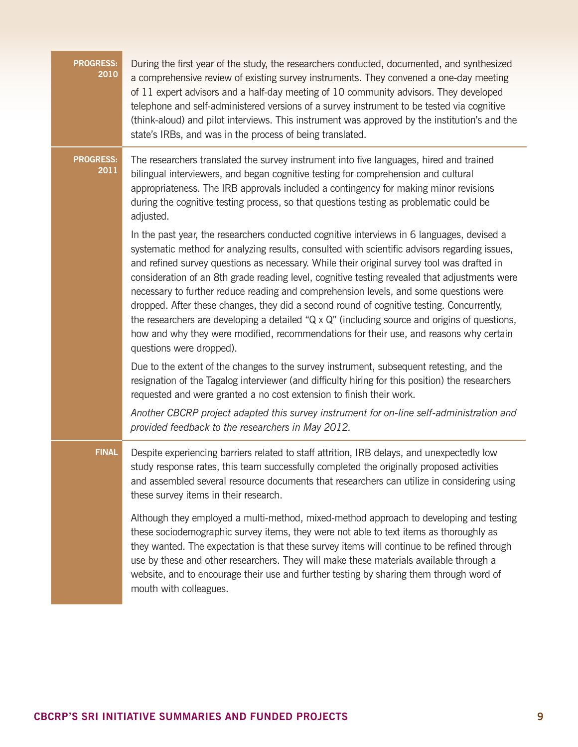**PROGRESS: 2010**

During the first year of the study, the researchers conducted, documented, and synthesized a comprehensive review of existing survey instruments. They convened a one-day meeting of 11 expert advisors and a half-day meeting of 10 community advisors. They developed telephone and self-administered versions of a survey instrument to be tested via cognitive (think-aloud) and pilot interviews. This instrument was approved by the institution's and the state's IRBs, and was in the process of being translated.

**PROGRESS: 2011**

The researchers translated the survey instrument into five languages, hired and trained bilingual interviewers, and began cognitive testing for comprehension and cultural appropriateness. The IRB approvals included a contingency for making minor revisions during the cognitive testing process, so that questions testing as problematic could be adjusted.

In the past year, the researchers conducted cognitive interviews in 6 languages, devised a systematic method for analyzing results, consulted with scientific advisors regarding issues, and refined survey questions as necessary. While their original survey tool was drafted in consideration of an 8th grade reading level, cognitive testing revealed that adjustments were necessary to further reduce reading and comprehension levels, and some questions were dropped. After these changes, they did a second round of cognitive testing. Concurrently, the researchers are developing a detailed "Q x Q" (including source and origins of questions, how and why they were modified, recommendations for their use, and reasons why certain questions were dropped).

Due to the extent of the changes to the survey instrument, subsequent retesting, and the resignation of the Tagalog interviewer (and difficulty hiring for this position) the researchers requested and were granted a no cost extension to finish their work.

*Another CBCRP project adapted this survey instrument for on-line self-administration and provided feedback to the researchers in May 2012.*

**FINAL**

Despite experiencing barriers related to staff attrition, IRB delays, and unexpectedly low study response rates, this team successfully completed the originally proposed activities and assembled several resource documents that researchers can utilize in considering using these survey items in their research.

Although they employed a multi-method, mixed-method approach to developing and testing these sociodemographic survey items, they were not able to text items as thoroughly as they wanted. The expectation is that these survey items will continue to be refined through use by these and other researchers. They will make these materials available through a website, and to encourage their use and further testing by sharing them through word of mouth with colleagues.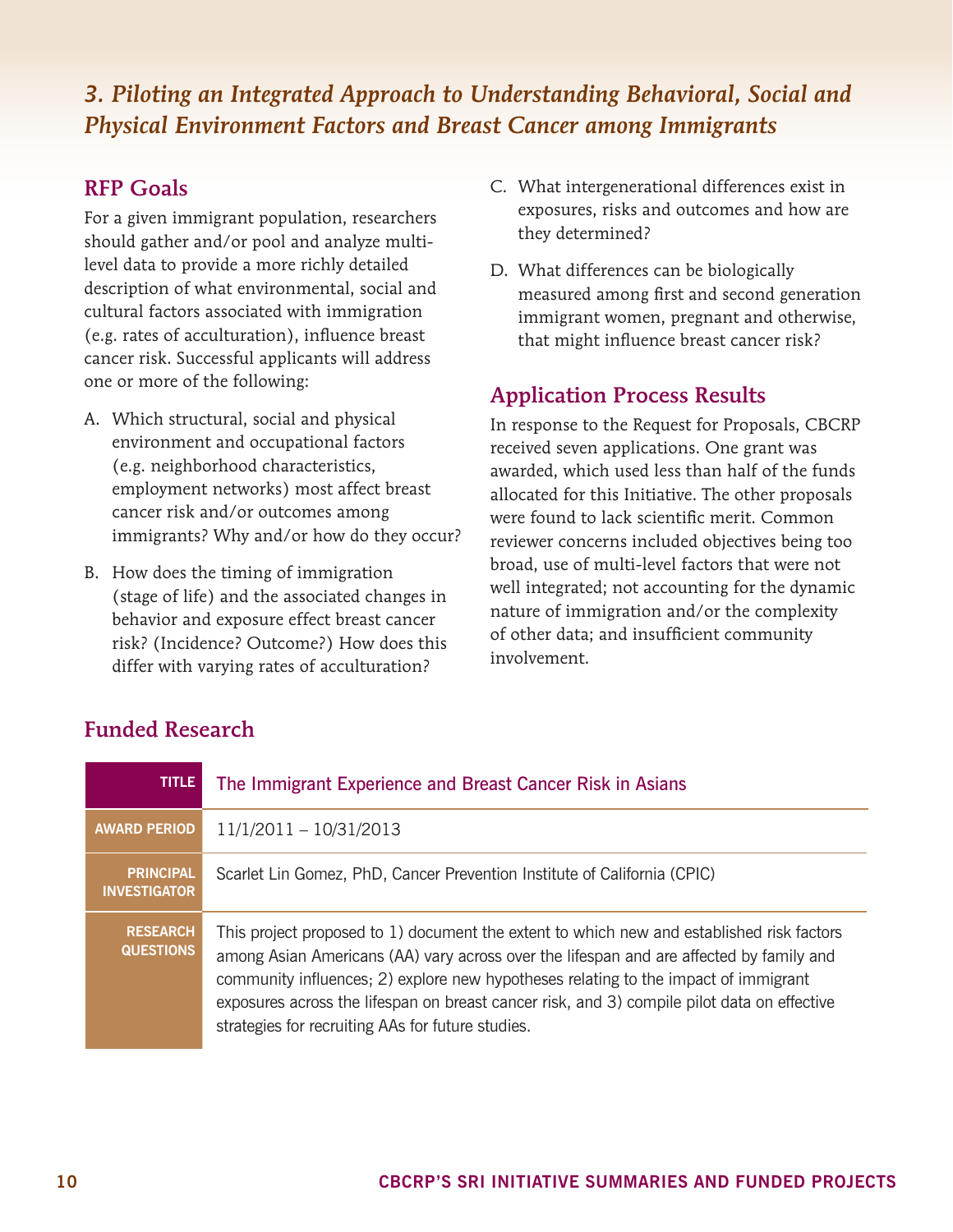## *3. Piloting an Integrated Approach to Understanding Behavioral, Social and Physical Environment Factors and Breast Cancer among Immigrants*

### RFP Goals

For a given immigrant population, researchers should gather and/or pool and analyze multi-level data to provide a more richly detailed description of what environmental, social and cultural factors associated with immigration (e.g. rates of acculturation), influence breast cancer risk. Successful applicants will address one or more of the following:

A. Which structural, social and physical environment and occupational factors (e.g. neighborhood characteristics, employment networks) most affect breast cancer risk and/or outcomes among immigrants? Why and/or how do they occur?

B. How does the timing of immigration (stage of life) and the associated changes in behavior and exposure effect breast cancer risk? (Incidence? Outcome?) How does this differ with varying rates of acculturation?

C. What intergenerational differences exist in exposures, risks and outcomes and how are they determined?

D. What differences can be biologically measured among first and second generation immigrant women, pregnant and otherwise, that might influence breast cancer risk?

### Application Process Results

In response to the Request for Proposals, CBCRP received seven applications. One grant was awarded, which used less than half of the funds allocated for this Initiative. The other proposals were found to lack scientific merit. Common reviewer concerns included objectives being too broad, use of multi-level factors that were not well integrated; not accounting for the dynamic nature of immigration and/or the complexity of other data; and insufficient community involvement.

### Funded Research

| | |
|---|---|
| **TITLE** | The Immigrant Experience and Breast Cancer Risk in Asians |
| **AWARD PERIOD** | 11/1/2011 – 10/31/2013 |
| **PRINCIPAL INVESTIGATOR** | Scarlet Lin Gomez, PhD, Cancer Prevention Institute of California (CPIC) |
| **RESEARCH QUESTIONS** | This project proposed to 1) document the extent to which new and established risk factors among Asian Americans (AA) vary across over the lifespan and are affected by family and community influences; 2) explore new hypotheses relating to the impact of immigrant exposures across the lifespan on breast cancer risk, and 3) compile pilot data on effective strategies for recruiting AAs for future studies. |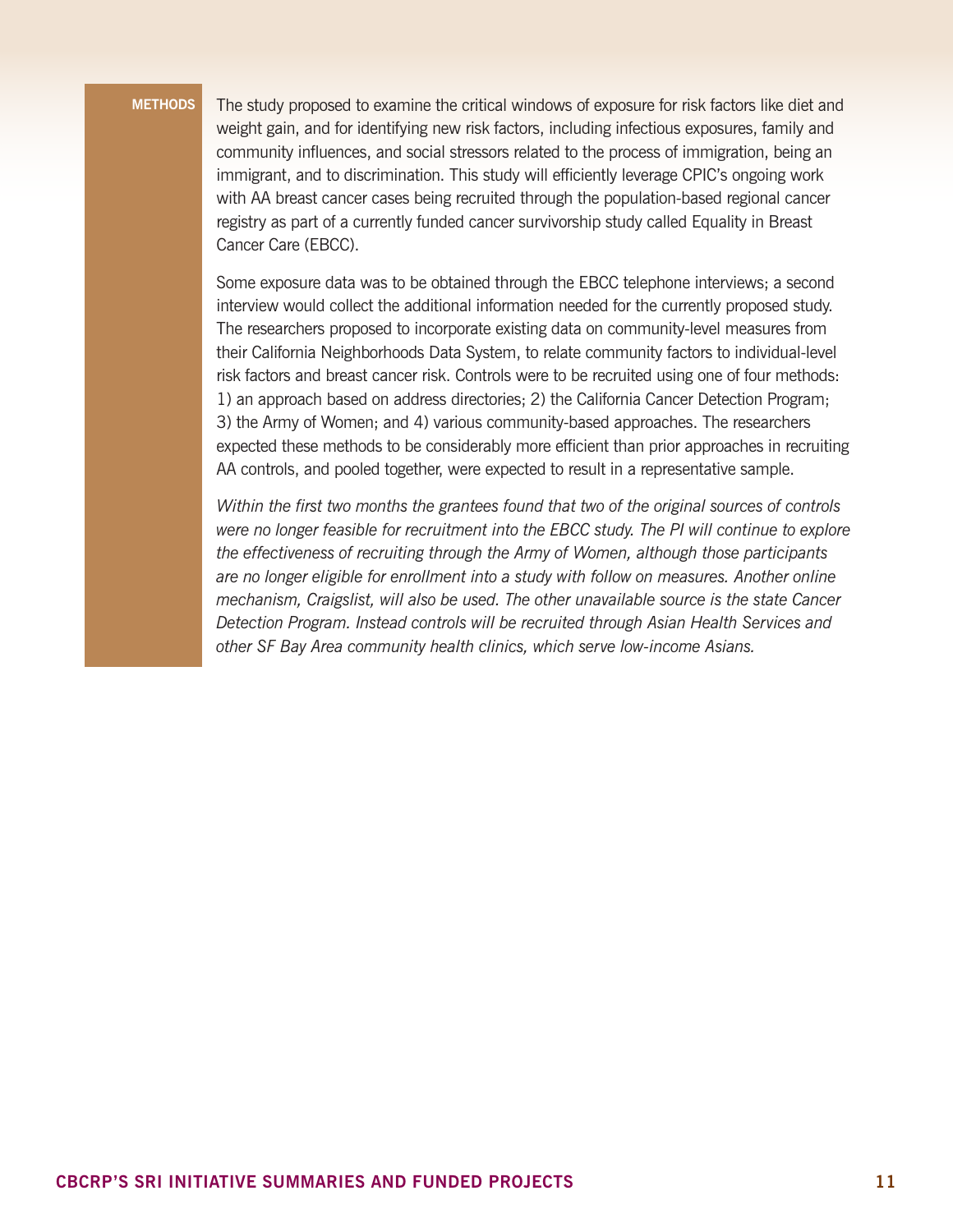**METHODS**

The study proposed to examine the critical windows of exposure for risk factors like diet and weight gain, and for identifying new risk factors, including infectious exposures, family and community influences, and social stressors related to the process of immigration, being an immigrant, and to discrimination. This study will efficiently leverage CPIC's ongoing work with AA breast cancer cases being recruited through the population-based regional cancer registry as part of a currently funded cancer survivorship study called Equality in Breast Cancer Care (EBCC).

Some exposure data was to be obtained through the EBCC telephone interviews; a second interview would collect the additional information needed for the currently proposed study. The researchers proposed to incorporate existing data on community-level measures from their California Neighborhoods Data System, to relate community factors to individual-level risk factors and breast cancer risk. Controls were to be recruited using one of four methods: 1) an approach based on address directories; 2) the California Cancer Detection Program; 3) the Army of Women; and 4) various community-based approaches. The researchers expected these methods to be considerably more efficient than prior approaches in recruiting AA controls, and pooled together, were expected to result in a representative sample.

*Within the first two months the grantees found that two of the original sources of controls were no longer feasible for recruitment into the EBCC study. The PI will continue to explore the effectiveness of recruiting through the Army of Women, although those participants are no longer eligible for enrollment into a study with follow on measures. Another online mechanism, Craigslist, will also be used. The other unavailable source is the state Cancer Detection Program. Instead controls will be recruited through Asian Health Services and other SF Bay Area community health clinics, which serve low-income Asians.*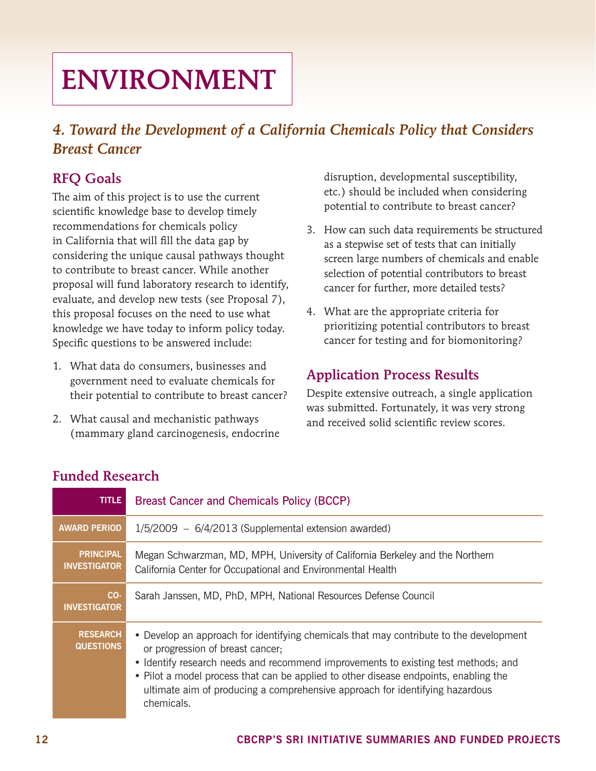# ENVIRONMENT

## 4. Toward the Development of a California Chemicals Policy that Considers Breast Cancer

### RFQ Goals

The aim of this project is to use the current scientific knowledge base to develop timely recommendations for chemicals policy in California that will fill the data gap by considering the unique causal pathways thought to contribute to breast cancer. While another proposal will fund laboratory research to identify, evaluate, and develop new tests (see Proposal 7), this proposal focuses on the need to use what knowledge we have today to inform policy today. Specific questions to be answered include:

1. What data do consumers, businesses and government need to evaluate chemicals for their potential to contribute to breast cancer?
2. What causal and mechanistic pathways (mammary gland carcinogenesis, endocrine disruption, developmental susceptibility, etc.) should be included when considering potential to contribute to breast cancer?
3. How can such data requirements be structured as a stepwise set of tests that can initially screen large numbers of chemicals and enable selection of potential contributors to breast cancer for further, more detailed tests?
4. What are the appropriate criteria for prioritizing potential contributors to breast cancer for testing and for biomonitoring?

### Application Process Results

Despite extensive outreach, a single application was submitted. Fortunately, it was very strong and received solid scientific review scores.

### Funded Research

| TITLE | Breast Cancer and Chemicals Policy (BCCP) |
|---|---|
| AWARD PERIOD | 1/5/2009 – 6/4/2013 (Supplemental extension awarded) |
| PRINCIPAL INVESTIGATOR | Megan Schwarzman, MD, MPH, University of California Berkeley and the Northern California Center for Occupational and Environmental Health |
| CO-INVESTIGATOR | Sarah Janssen, MD, PhD, MPH, National Resources Defense Council |
| RESEARCH QUESTIONS | • Develop an approach for identifying chemicals that may contribute to the development or progression of breast cancer; • Identify research needs and recommend improvements to existing test methods; and • Pilot a model process that can be applied to other disease endpoints, enabling the ultimate aim of producing a comprehensive approach for identifying hazardous chemicals. |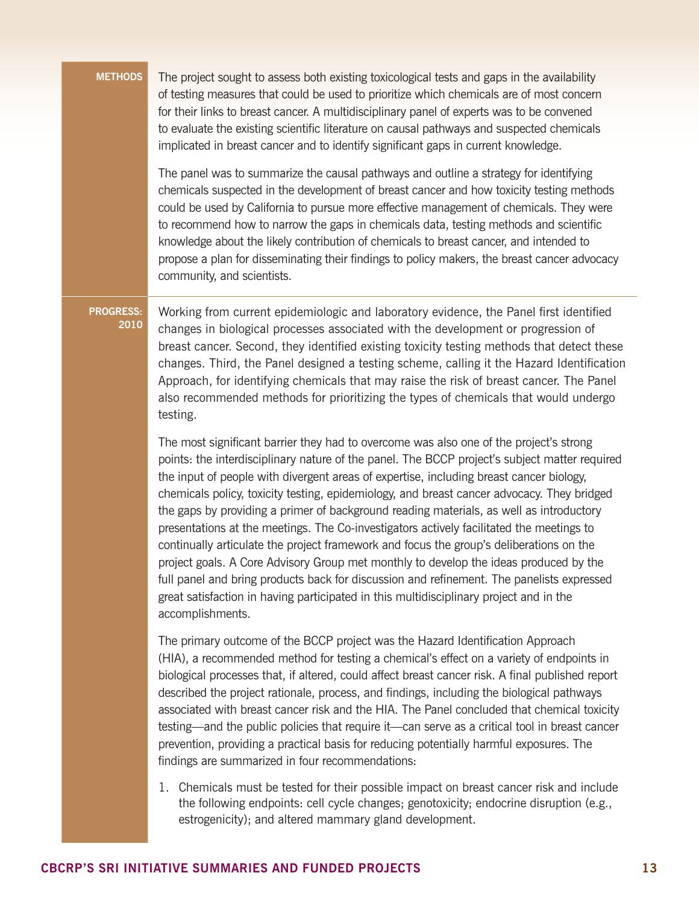**METHODS**

The project sought to assess both existing toxicological tests and gaps in the availability of testing measures that could be used to prioritize which chemicals are of most concern for their links to breast cancer. A multidisciplinary panel of experts was to be convened to evaluate the existing scientific literature on causal pathways and suspected chemicals implicated in breast cancer and to identify significant gaps in current knowledge.

The panel was to summarize the causal pathways and outline a strategy for identifying chemicals suspected in the development of breast cancer and how toxicity testing methods could be used by California to pursue more effective management of chemicals. They were to recommend how to narrow the gaps in chemicals data, testing methods and scientific knowledge about the likely contribution of chemicals to breast cancer, and intended to propose a plan for disseminating their findings to policy makers, the breast cancer advocacy community, and scientists.

**PROGRESS: 2010**

Working from current epidemiologic and laboratory evidence, the Panel first identified changes in biological processes associated with the development or progression of breast cancer. Second, they identified existing toxicity testing methods that detect these changes. Third, the Panel designed a testing scheme, calling it the Hazard Identification Approach, for identifying chemicals that may raise the risk of breast cancer. The Panel also recommended methods for prioritizing the types of chemicals that would undergo testing.

The most significant barrier they had to overcome was also one of the project's strong points: the interdisciplinary nature of the panel. The BCCP project's subject matter required the input of people with divergent areas of expertise, including breast cancer biology, chemicals policy, toxicity testing, epidemiology, and breast cancer advocacy. They bridged the gaps by providing a primer of background reading materials, as well as introductory presentations at the meetings. The Co-investigators actively facilitated the meetings to continually articulate the project framework and focus the group's deliberations on the project goals. A Core Advisory Group met monthly to develop the ideas produced by the full panel and bring products back for discussion and refinement. The panelists expressed great satisfaction in having participated in this multidisciplinary project and in the accomplishments.

The primary outcome of the BCCP project was the Hazard Identification Approach (HIA), a recommended method for testing a chemical's effect on a variety of endpoints in biological processes that, if altered, could affect breast cancer risk. A final published report described the project rationale, process, and findings, including the biological pathways associated with breast cancer risk and the HIA. The Panel concluded that chemical toxicity testing—and the public policies that require it—can serve as a critical tool in breast cancer prevention, providing a practical basis for reducing potentially harmful exposures. The findings are summarized in four recommendations:

1. Chemicals must be tested for their possible impact on breast cancer risk and include the following endpoints: cell cycle changes; genotoxicity; endocrine disruption (e.g., estrogenicity); and altered mammary gland development.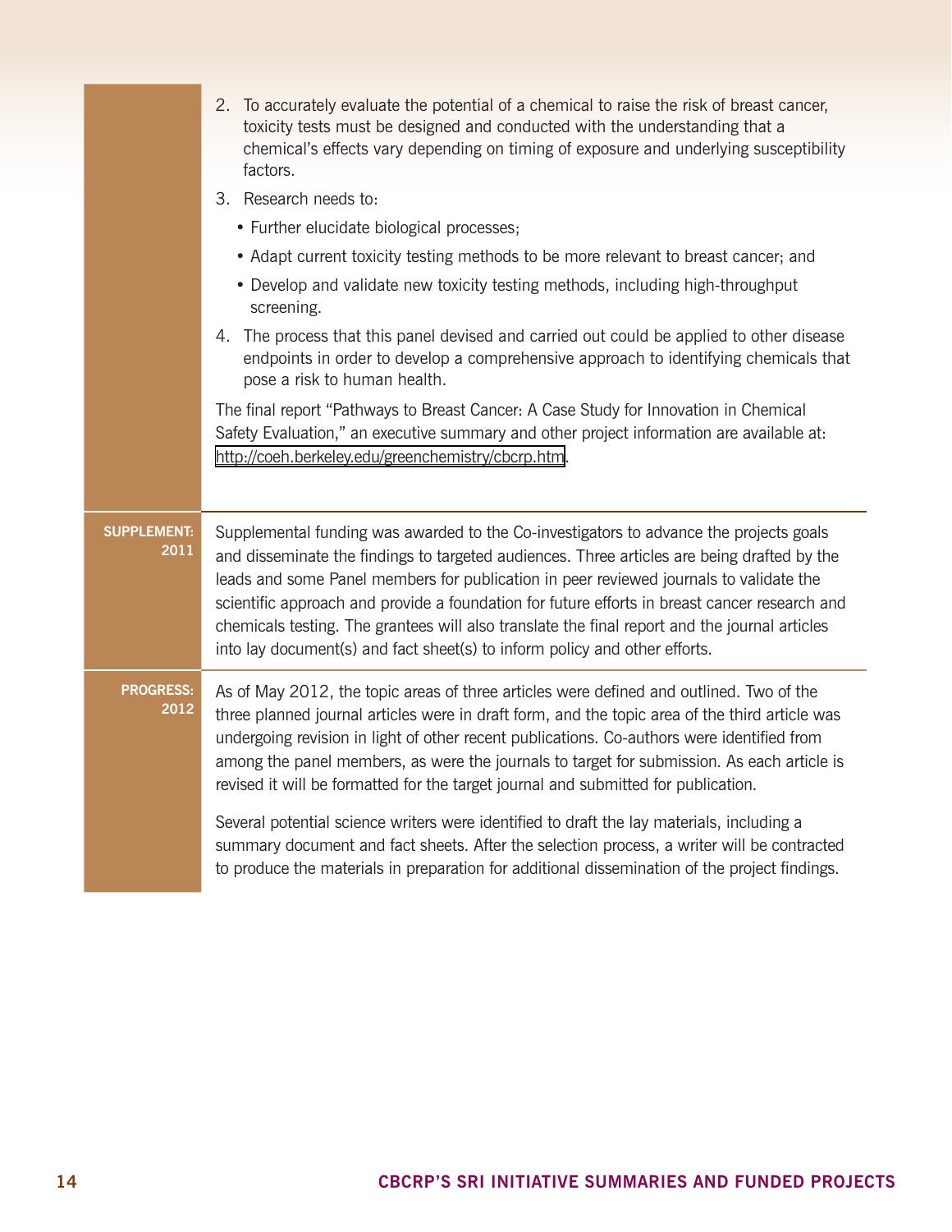2. To accurately evaluate the potential of a chemical to raise the risk of breast cancer, toxicity tests must be designed and conducted with the understanding that a chemical's effects vary depending on timing of exposure and underlying susceptibility factors.
3. Research needs to:
   - Further elucidate biological processes;
   - Adapt current toxicity testing methods to be more relevant to breast cancer; and
   - Develop and validate new toxicity testing methods, including high-throughput screening.
4. The process that this panel devised and carried out could be applied to other disease endpoints in order to develop a comprehensive approach to identifying chemicals that pose a risk to human health.

The final report "Pathways to Breast Cancer: A Case Study for Innovation in Chemical Safety Evaluation," an executive summary and other project information are available at: http://coeh.berkeley.edu/greenchemistry/cbcrp.htm.

**SUPPLEMENT: 2011**

Supplemental funding was awarded to the Co-investigators to advance the projects goals and disseminate the findings to targeted audiences. Three articles are being drafted by the leads and some Panel members for publication in peer reviewed journals to validate the scientific approach and provide a foundation for future efforts in breast cancer research and chemicals testing. The grantees will also translate the final report and the journal articles into lay document(s) and fact sheet(s) to inform policy and other efforts.

**PROGRESS: 2012**

As of May 2012, the topic areas of three articles were defined and outlined. Two of the three planned journal articles were in draft form, and the topic area of the third article was undergoing revision in light of other recent publications. Co-authors were identified from among the panel members, as were the journals to target for submission. As each article is revised it will be formatted for the target journal and submitted for publication.

Several potential science writers were identified to draft the lay materials, including a summary document and fact sheets. After the selection process, a writer will be contracted to produce the materials in preparation for additional dissemination of the project findings.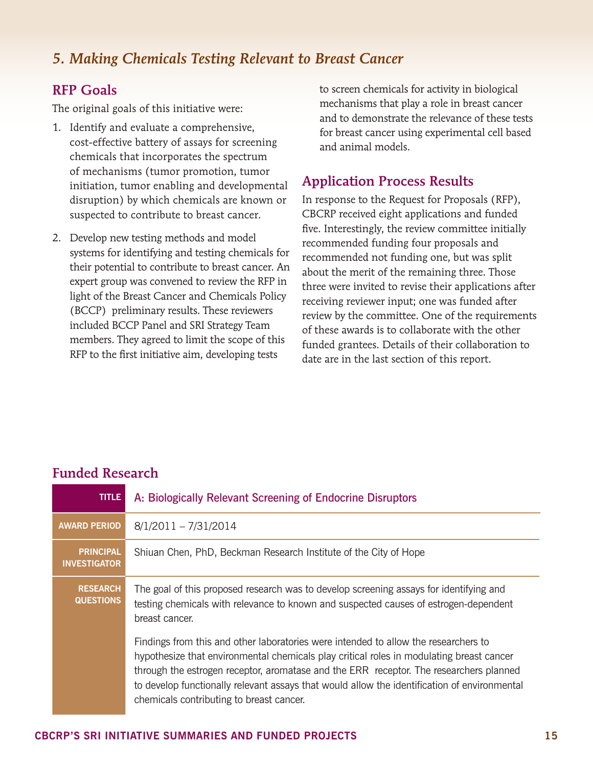## *5. Making Chemicals Testing Relevant to Breast Cancer*

### RFP Goals

The original goals of this initiative were:

1. Identify and evaluate a comprehensive, cost-effective battery of assays for screening chemicals that incorporates the spectrum of mechanisms (tumor promotion, tumor initiation, tumor enabling and developmental disruption) by which chemicals are known or suspected to contribute to breast cancer.

2. Develop new testing methods and model systems for identifying and testing chemicals for their potential to contribute to breast cancer. An expert group was convened to review the RFP in light of the Breast Cancer and Chemicals Policy (BCCP) preliminary results. These reviewers included BCCP Panel and SRI Strategy Team members. They agreed to limit the scope of this RFP to the first initiative aim, developing tests to screen chemicals for activity in biological mechanisms that play a role in breast cancer and to demonstrate the relevance of these tests for breast cancer using experimental cell based and animal models.

### Application Process Results

In response to the Request for Proposals (RFP), CBCRP received eight applications and funded five. Interestingly, the review committee initially recommended funding four proposals and recommended not funding one, but was split about the merit of the remaining three. Those three were invited to revise their applications after receiving reviewer input; one was funded after review by the committee. One of the requirements of these awards is to collaborate with the other funded grantees. Details of their collaboration to date are in the last section of this report.

### Funded Research

| TITLE | A: Biologically Relevant Screening of Endocrine Disruptors |
|---|---|
| AWARD PERIOD | 8/1/2011 – 7/31/2014 |
| PRINCIPAL INVESTIGATOR | Shiuan Chen, PhD, Beckman Research Institute of the City of Hope |
| RESEARCH QUESTIONS | The goal of this proposed research was to develop screening assays for identifying and testing chemicals with relevance to known and suspected causes of estrogen-dependent breast cancer.<br><br>Findings from this and other laboratories were intended to allow the researchers to hypothesize that environmental chemicals play critical roles in modulating breast cancer through the estrogen receptor, aromatase and the ERR receptor. The researchers planned to develop functionally relevant assays that would allow the identification of environmental chemicals contributing to breast cancer. |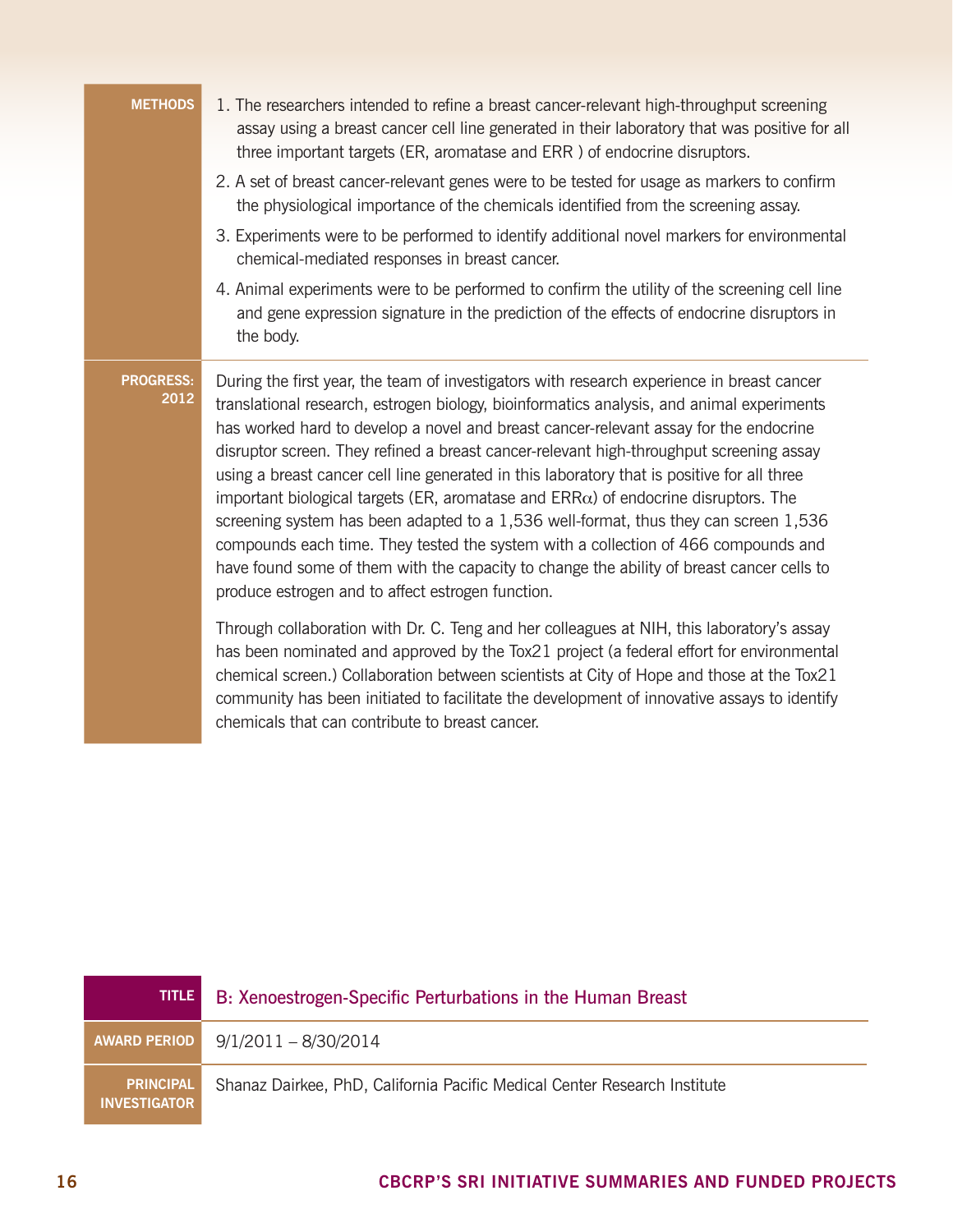**METHODS**

1. The researchers intended to refine a breast cancer-relevant high-throughput screening assay using a breast cancer cell line generated in their laboratory that was positive for all three important targets (ER, aromatase and ERR ) of endocrine disruptors.
2. A set of breast cancer-relevant genes were to be tested for usage as markers to confirm the physiological importance of the chemicals identified from the screening assay.
3. Experiments were to be performed to identify additional novel markers for environmental chemical-mediated responses in breast cancer.
4. Animal experiments were to be performed to confirm the utility of the screening cell line and gene expression signature in the prediction of the effects of endocrine disruptors in the body.

**PROGRESS: 2012**

During the first year, the team of investigators with research experience in breast cancer translational research, estrogen biology, bioinformatics analysis, and animal experiments has worked hard to develop a novel and breast cancer-relevant assay for the endocrine disruptor screen. They refined a breast cancer-relevant high-throughput screening assay using a breast cancer cell line generated in this laboratory that is positive for all three important biological targets (ER, aromatase and ERR$\alpha$) of endocrine disruptors. The screening system has been adapted to a 1,536 well-format, thus they can screen 1,536 compounds each time. They tested the system with a collection of 466 compounds and have found some of them with the capacity to change the ability of breast cancer cells to produce estrogen and to affect estrogen function.

Through collaboration with Dr. C. Teng and her colleagues at NIH, this laboratory's assay has been nominated and approved by the Tox21 project (a federal effort for environmental chemical screen.) Collaboration between scientists at City of Hope and those at the Tox21 community has been initiated to facilitate the development of innovative assays to identify chemicals that can contribute to breast cancer.

| | |
|---|---|
| **TITLE** | B: Xenoestrogen-Specific Perturbations in the Human Breast |
| **AWARD PERIOD** | 9/1/2011 – 8/30/2014 |
| **PRINCIPAL INVESTIGATOR** | Shanaz Dairkee, PhD, California Pacific Medical Center Research Institute |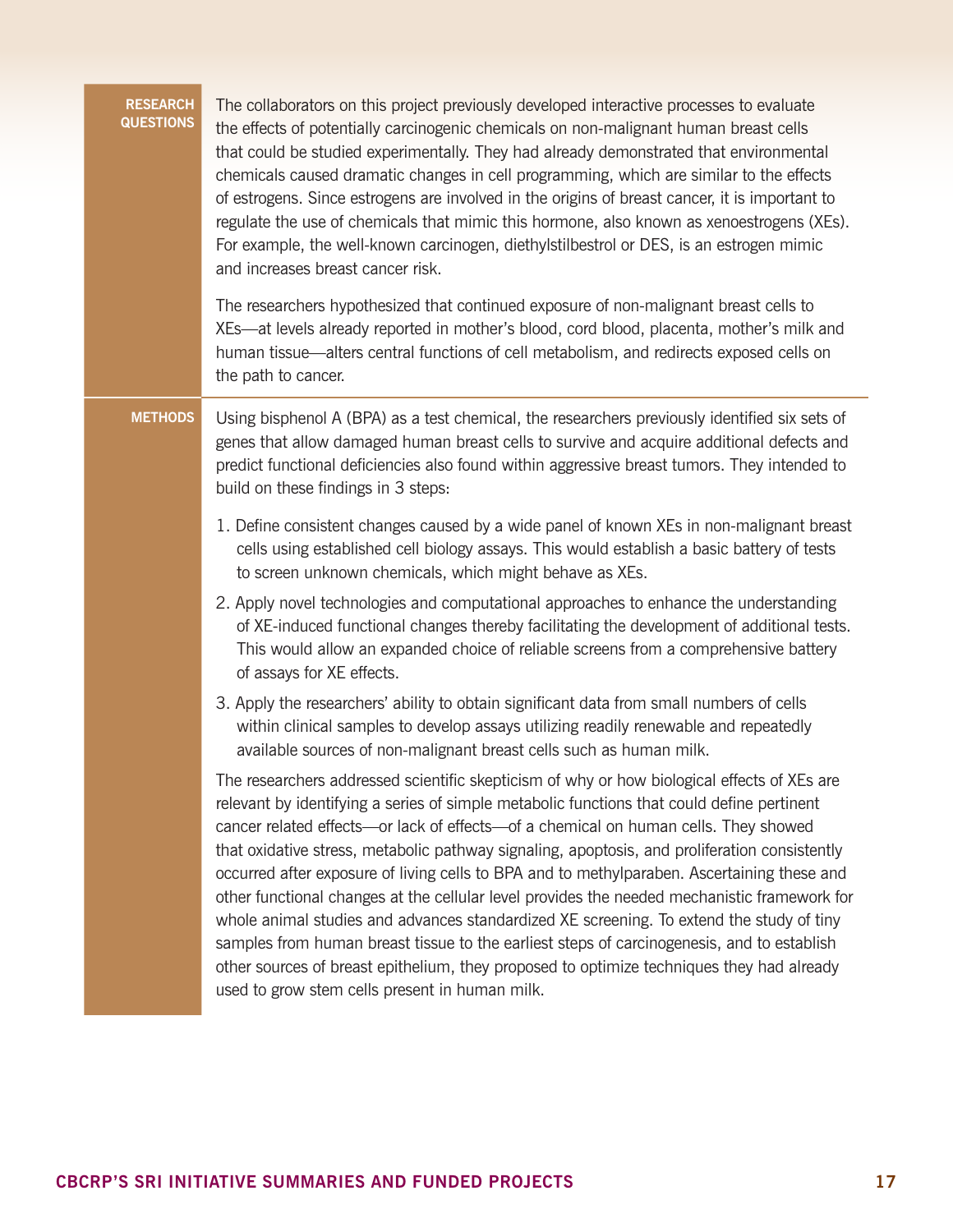## RESEARCH QUESTIONS

The collaborators on this project previously developed interactive processes to evaluate the effects of potentially carcinogenic chemicals on non-malignant human breast cells that could be studied experimentally. They had already demonstrated that environmental chemicals caused dramatic changes in cell programming, which are similar to the effects of estrogens. Since estrogens are involved in the origins of breast cancer, it is important to regulate the use of chemicals that mimic this hormone, also known as xenoestrogens (XEs). For example, the well-known carcinogen, diethylstilbestrol or DES, is an estrogen mimic and increases breast cancer risk.

The researchers hypothesized that continued exposure of non-malignant breast cells to XEs—at levels already reported in mother's blood, cord blood, placenta, mother's milk and human tissue—alters central functions of cell metabolism, and redirects exposed cells on the path to cancer.

## METHODS

Using bisphenol A (BPA) as a test chemical, the researchers previously identified six sets of genes that allow damaged human breast cells to survive and acquire additional defects and predict functional deficiencies also found within aggressive breast tumors. They intended to build on these findings in 3 steps:

1. Define consistent changes caused by a wide panel of known XEs in non-malignant breast cells using established cell biology assays. This would establish a basic battery of tests to screen unknown chemicals, which might behave as XEs.
2. Apply novel technologies and computational approaches to enhance the understanding of XE-induced functional changes thereby facilitating the development of additional tests. This would allow an expanded choice of reliable screens from a comprehensive battery of assays for XE effects.
3. Apply the researchers' ability to obtain significant data from small numbers of cells within clinical samples to develop assays utilizing readily renewable and repeatedly available sources of non-malignant breast cells such as human milk.

The researchers addressed scientific skepticism of why or how biological effects of XEs are relevant by identifying a series of simple metabolic functions that could define pertinent cancer related effects—or lack of effects—of a chemical on human cells. They showed that oxidative stress, metabolic pathway signaling, apoptosis, and proliferation consistently occurred after exposure of living cells to BPA and to methylparaben. Ascertaining these and other functional changes at the cellular level provides the needed mechanistic framework for whole animal studies and advances standardized XE screening. To extend the study of tiny samples from human breast tissue to the earliest steps of carcinogenesis, and to establish other sources of breast epithelium, they proposed to optimize techniques they had already used to grow stem cells present in human milk.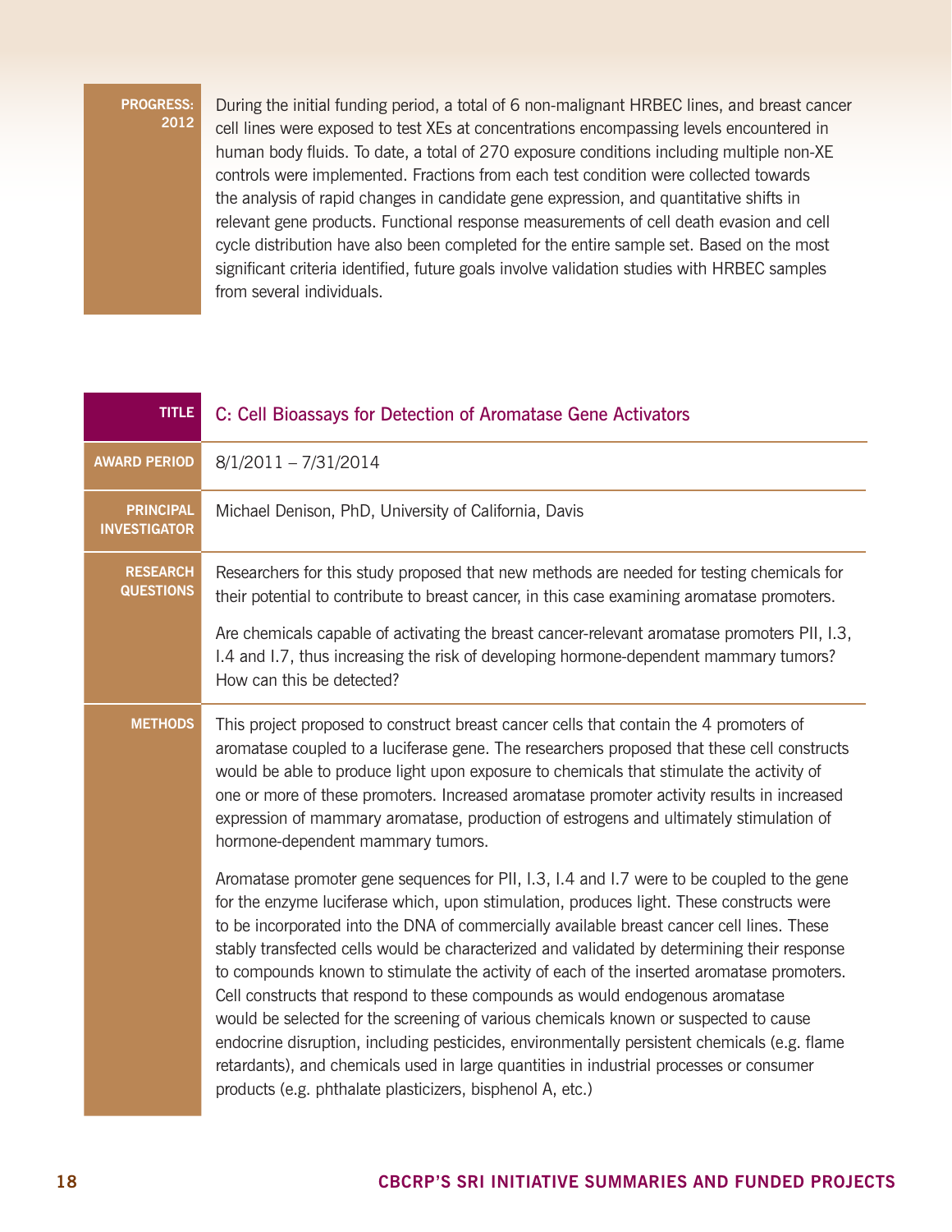**PROGRESS: 2012**

During the initial funding period, a total of 6 non-malignant HRBEC lines, and breast cancer cell lines were exposed to test XEs at concentrations encompassing levels encountered in human body fluids. To date, a total of 270 exposure conditions including multiple non-XE controls were implemented. Fractions from each test condition were collected towards the analysis of rapid changes in candidate gene expression, and quantitative shifts in relevant gene products. Functional response measurements of cell death evasion and cell cycle distribution have also been completed for the entire sample set. Based on the most significant criteria identified, future goals involve validation studies with HRBEC samples from several individuals.

## C: Cell Bioassays for Detection of Aromatase Gene Activators

**AWARD PERIOD**

8/1/2011 – 7/31/2014

**PRINCIPAL INVESTIGATOR**

Michael Denison, PhD, University of California, Davis

**RESEARCH QUESTIONS**

Researchers for this study proposed that new methods are needed for testing chemicals for their potential to contribute to breast cancer, in this case examining aromatase promoters.

Are chemicals capable of activating the breast cancer-relevant aromatase promoters PII, I.3, I.4 and I.7, thus increasing the risk of developing hormone-dependent mammary tumors? How can this be detected?

**METHODS**

This project proposed to construct breast cancer cells that contain the 4 promoters of aromatase coupled to a luciferase gene. The researchers proposed that these cell constructs would be able to produce light upon exposure to chemicals that stimulate the activity of one or more of these promoters. Increased aromatase promoter activity results in increased expression of mammary aromatase, production of estrogens and ultimately stimulation of hormone-dependent mammary tumors.

Aromatase promoter gene sequences for PII, I.3, I.4 and I.7 were to be coupled to the gene for the enzyme luciferase which, upon stimulation, produces light. These constructs were to be incorporated into the DNA of commercially available breast cancer cell lines. These stably transfected cells would be characterized and validated by determining their response to compounds known to stimulate the activity of each of the inserted aromatase promoters. Cell constructs that respond to these compounds as would endogenous aromatase would be selected for the screening of various chemicals known or suspected to cause endocrine disruption, including pesticides, environmentally persistent chemicals (e.g. flame retardants), and chemicals used in large quantities in industrial processes or consumer products (e.g. phthalate plasticizers, bisphenol A, etc.)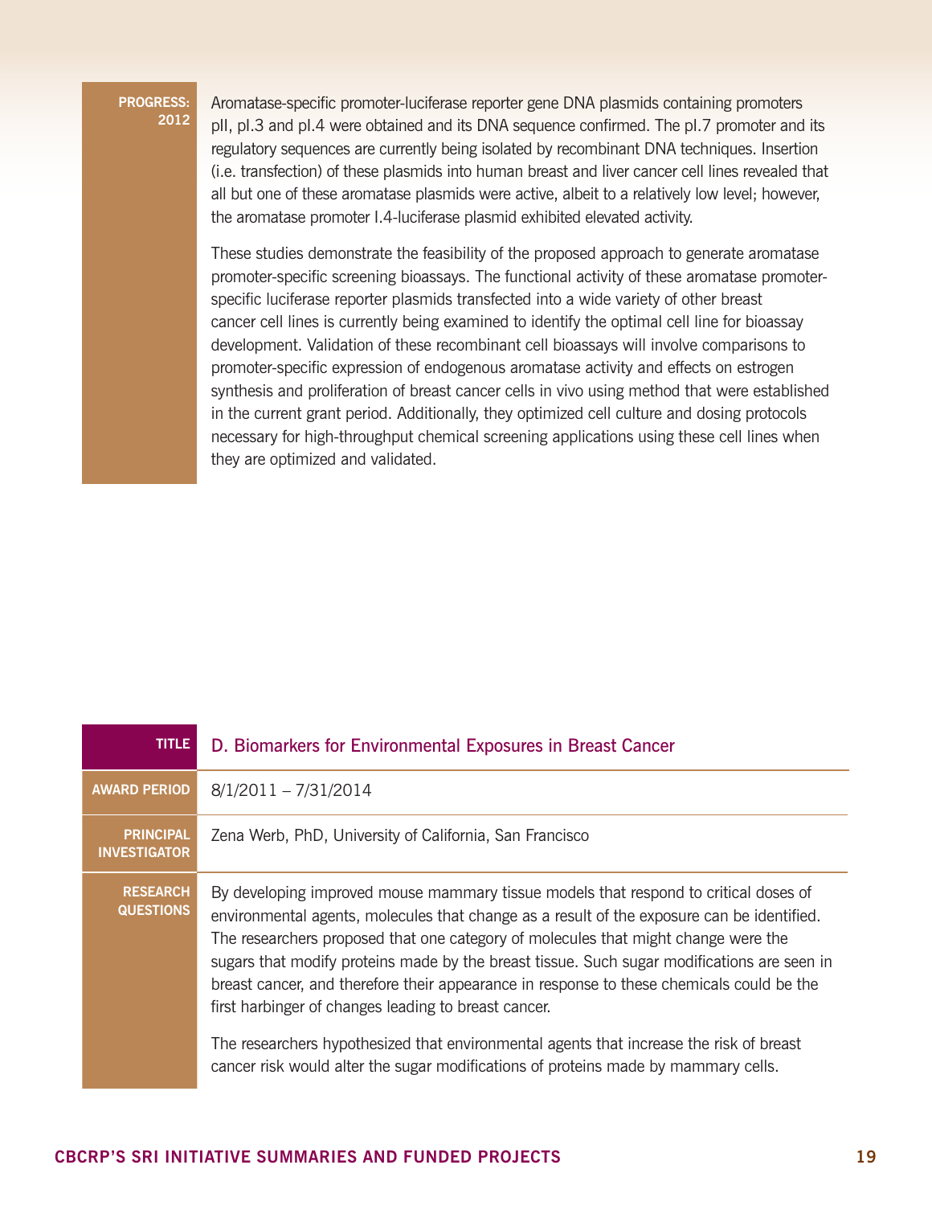**PROGRESS: 2012**

Aromatase-specific promoter-luciferase reporter gene DNA plasmids containing promoters pII, pI.3 and pI.4 were obtained and its DNA sequence confirmed. The pI.7 promoter and its regulatory sequences are currently being isolated by recombinant DNA techniques. Insertion (i.e. transfection) of these plasmids into human breast and liver cancer cell lines revealed that all but one of these aromatase plasmids were active, albeit to a relatively low level; however, the aromatase promoter I.4-luciferase plasmid exhibited elevated activity.

These studies demonstrate the feasibility of the proposed approach to generate aromatase promoter-specific screening bioassays. The functional activity of these aromatase promoter-specific luciferase reporter plasmids transfected into a wide variety of other breast cancer cell lines is currently being examined to identify the optimal cell line for bioassay development. Validation of these recombinant cell bioassays will involve comparisons to promoter-specific expression of endogenous aromatase activity and effects on estrogen synthesis and proliferation of breast cancer cells in vivo using method that were established in the current grant period. Additionally, they optimized cell culture and dosing protocols necessary for high-throughput chemical screening applications using these cell lines when they are optimized and validated.

**TITLE** D. Biomarkers for Environmental Exposures in Breast Cancer

**AWARD PERIOD** 8/1/2011 – 7/31/2014

**PRINCIPAL INVESTIGATOR** Zena Werb, PhD, University of California, San Francisco

**RESEARCH QUESTIONS**

By developing improved mouse mammary tissue models that respond to critical doses of environmental agents, molecules that change as a result of the exposure can be identified. The researchers proposed that one category of molecules that might change were the sugars that modify proteins made by the breast tissue. Such sugar modifications are seen in breast cancer, and therefore their appearance in response to these chemicals could be the first harbinger of changes leading to breast cancer.

The researchers hypothesized that environmental agents that increase the risk of breast cancer risk would alter the sugar modifications of proteins made by mammary cells.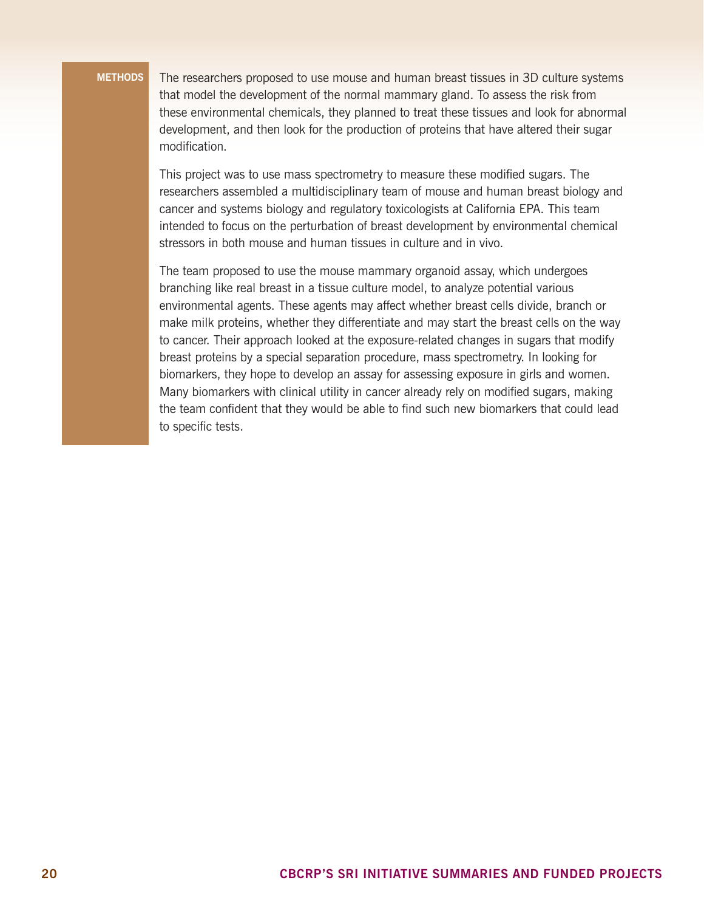**METHODS**

The researchers proposed to use mouse and human breast tissues in 3D culture systems that model the development of the normal mammary gland. To assess the risk from these environmental chemicals, they planned to treat these tissues and look for abnormal development, and then look for the production of proteins that have altered their sugar modification.

This project was to use mass spectrometry to measure these modified sugars. The researchers assembled a multidisciplinary team of mouse and human breast biology and cancer and systems biology and regulatory toxicologists at California EPA. This team intended to focus on the perturbation of breast development by environmental chemical stressors in both mouse and human tissues in culture and in vivo.

The team proposed to use the mouse mammary organoid assay, which undergoes branching like real breast in a tissue culture model, to analyze potential various environmental agents. These agents may affect whether breast cells divide, branch or make milk proteins, whether they differentiate and may start the breast cells on the way to cancer. Their approach looked at the exposure-related changes in sugars that modify breast proteins by a special separation procedure, mass spectrometry. In looking for biomarkers, they hope to develop an assay for assessing exposure in girls and women. Many biomarkers with clinical utility in cancer already rely on modified sugars, making the team confident that they would be able to find such new biomarkers that could lead to specific tests.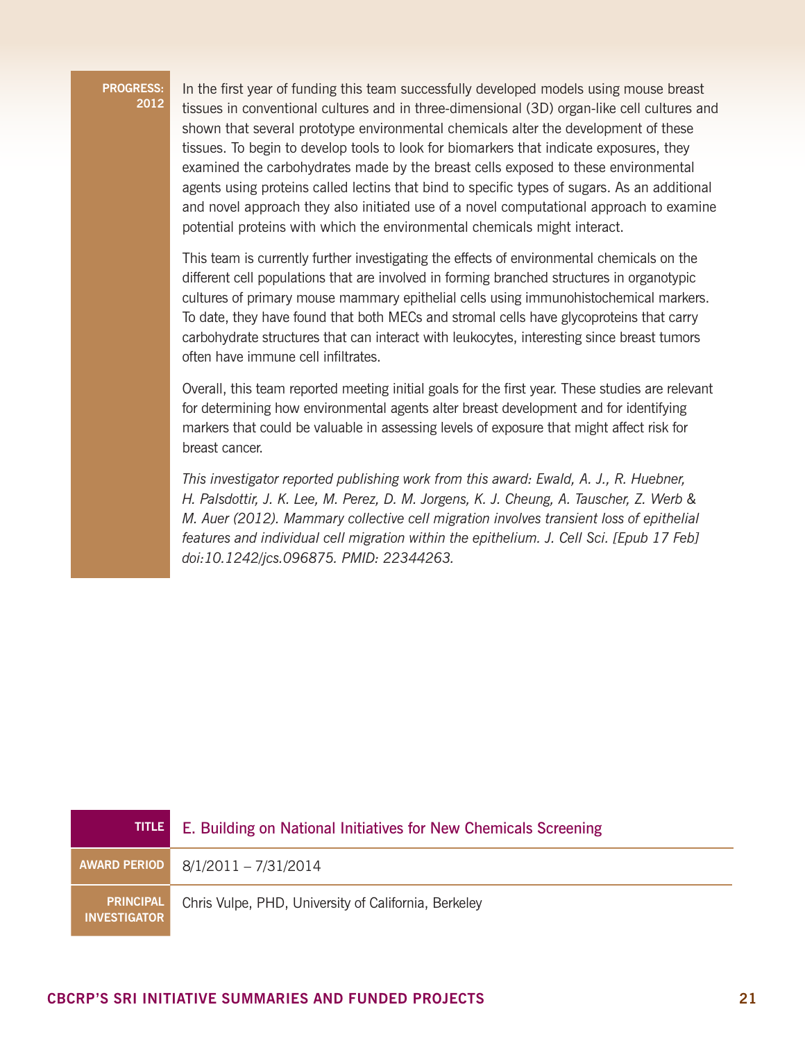**PROGRESS: 2012**

In the first year of funding this team successfully developed models using mouse breast tissues in conventional cultures and in three-dimensional (3D) organ-like cell cultures and shown that several prototype environmental chemicals alter the development of these tissues. To begin to develop tools to look for biomarkers that indicate exposures, they examined the carbohydrates made by the breast cells exposed to these environmental agents using proteins called lectins that bind to specific types of sugars. As an additional and novel approach they also initiated use of a novel computational approach to examine potential proteins with which the environmental chemicals might interact.

This team is currently further investigating the effects of environmental chemicals on the different cell populations that are involved in forming branched structures in organotypic cultures of primary mouse mammary epithelial cells using immunohistochemical markers. To date, they have found that both MECs and stromal cells have glycoproteins that carry carbohydrate structures that can interact with leukocytes, interesting since breast tumors often have immune cell infiltrates.

Overall, this team reported meeting initial goals for the first year. These studies are relevant for determining how environmental agents alter breast development and for identifying markers that could be valuable in assessing levels of exposure that might affect risk for breast cancer.

*This investigator reported publishing work from this award: Ewald, A. J., R. Huebner, H. Palsdottir, J. K. Lee, M. Perez, D. M. Jorgens, K. J. Cheung, A. Tauscher, Z. Werb & M. Auer (2012). Mammary collective cell migration involves transient loss of epithelial features and individual cell migration within the epithelium. J. Cell Sci. [Epub 17 Feb] doi:10.1242/jcs.096875. PMID: 22344263.*

| | |
|---|---|
| **TITLE** | E. Building on National Initiatives for New Chemicals Screening |
| **AWARD PERIOD** | 8/1/2011 – 7/31/2014 |
| **PRINCIPAL INVESTIGATOR** | Chris Vulpe, PHD, University of California, Berkeley |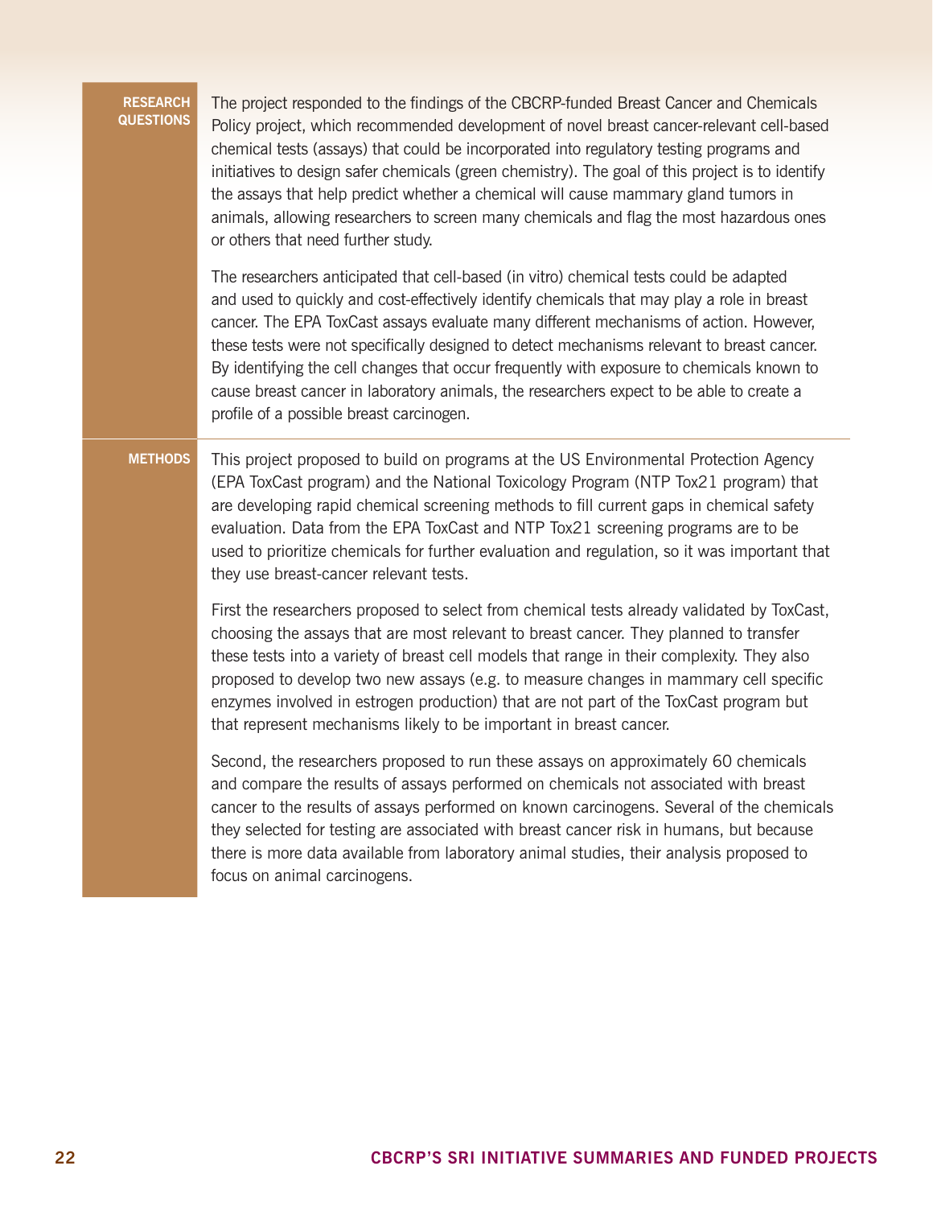## RESEARCH QUESTIONS

The project responded to the findings of the CBCRP-funded Breast Cancer and Chemicals Policy project, which recommended development of novel breast cancer-relevant cell-based chemical tests (assays) that could be incorporated into regulatory testing programs and initiatives to design safer chemicals (green chemistry). The goal of this project is to identify the assays that help predict whether a chemical will cause mammary gland tumors in animals, allowing researchers to screen many chemicals and flag the most hazardous ones or others that need further study.

The researchers anticipated that cell-based (in vitro) chemical tests could be adapted and used to quickly and cost-effectively identify chemicals that may play a role in breast cancer. The EPA ToxCast assays evaluate many different mechanisms of action. However, these tests were not specifically designed to detect mechanisms relevant to breast cancer. By identifying the cell changes that occur frequently with exposure to chemicals known to cause breast cancer in laboratory animals, the researchers expect to be able to create a profile of a possible breast carcinogen.

## METHODS

This project proposed to build on programs at the US Environmental Protection Agency (EPA ToxCast program) and the National Toxicology Program (NTP Tox21 program) that are developing rapid chemical screening methods to fill current gaps in chemical safety evaluation. Data from the EPA ToxCast and NTP Tox21 screening programs are to be used to prioritize chemicals for further evaluation and regulation, so it was important that they use breast-cancer relevant tests.

First the researchers proposed to select from chemical tests already validated by ToxCast, choosing the assays that are most relevant to breast cancer. They planned to transfer these tests into a variety of breast cell models that range in their complexity. They also proposed to develop two new assays (e.g. to measure changes in mammary cell specific enzymes involved in estrogen production) that are not part of the ToxCast program but that represent mechanisms likely to be important in breast cancer.

Second, the researchers proposed to run these assays on approximately 60 chemicals and compare the results of assays performed on chemicals not associated with breast cancer to the results of assays performed on known carcinogens. Several of the chemicals they selected for testing are associated with breast cancer risk in humans, but because there is more data available from laboratory animal studies, their analysis proposed to focus on animal carcinogens.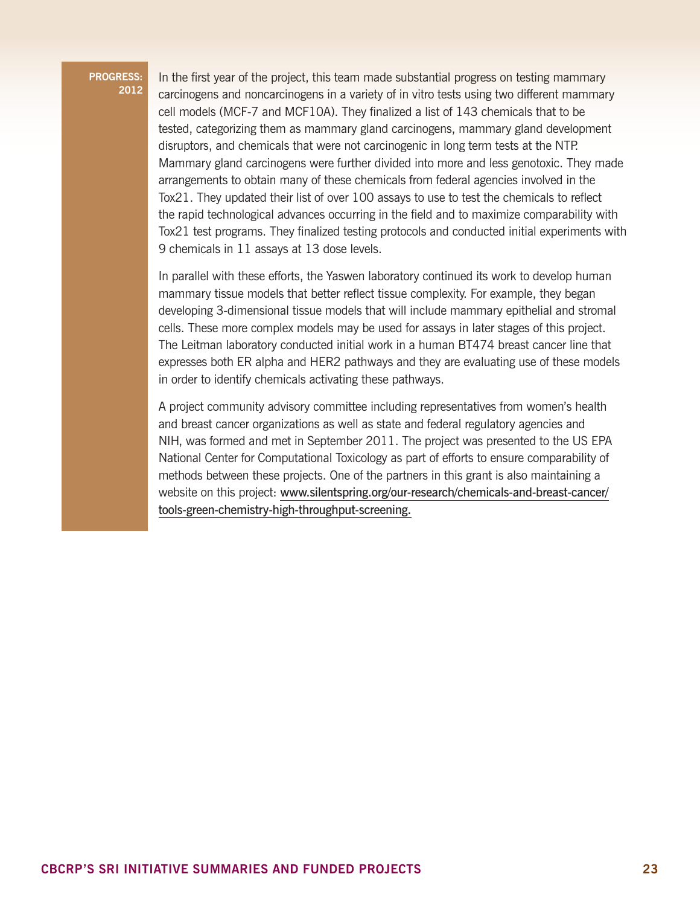**PROGRESS: 2012**

In the first year of the project, this team made substantial progress on testing mammary carcinogens and noncarcinogens in a variety of in vitro tests using two different mammary cell models (MCF-7 and MCF10A). They finalized a list of 143 chemicals that to be tested, categorizing them as mammary gland carcinogens, mammary gland development disruptors, and chemicals that were not carcinogenic in long term tests at the NTP. Mammary gland carcinogens were further divided into more and less genotoxic. They made arrangements to obtain many of these chemicals from federal agencies involved in the Tox21. They updated their list of over 100 assays to use to test the chemicals to reflect the rapid technological advances occurring in the field and to maximize comparability with Tox21 test programs. They finalized testing protocols and conducted initial experiments with 9 chemicals in 11 assays at 13 dose levels.

In parallel with these efforts, the Yaswen laboratory continued its work to develop human mammary tissue models that better reflect tissue complexity. For example, they began developing 3-dimensional tissue models that will include mammary epithelial and stromal cells. These more complex models may be used for assays in later stages of this project. The Leitman laboratory conducted initial work in a human BT474 breast cancer line that expresses both ER alpha and HER2 pathways and they are evaluating use of these models in order to identify chemicals activating these pathways.

A project community advisory committee including representatives from women's health and breast cancer organizations as well as state and federal regulatory agencies and NIH, was formed and met in September 2011. The project was presented to the US EPA National Center for Computational Toxicology as part of efforts to ensure comparability of methods between these projects. One of the partners in this grant is also maintaining a website on this project: www.silentspring.org/our-research/chemicals-and-breast-cancer/tools-green-chemistry-high-throughput-screening.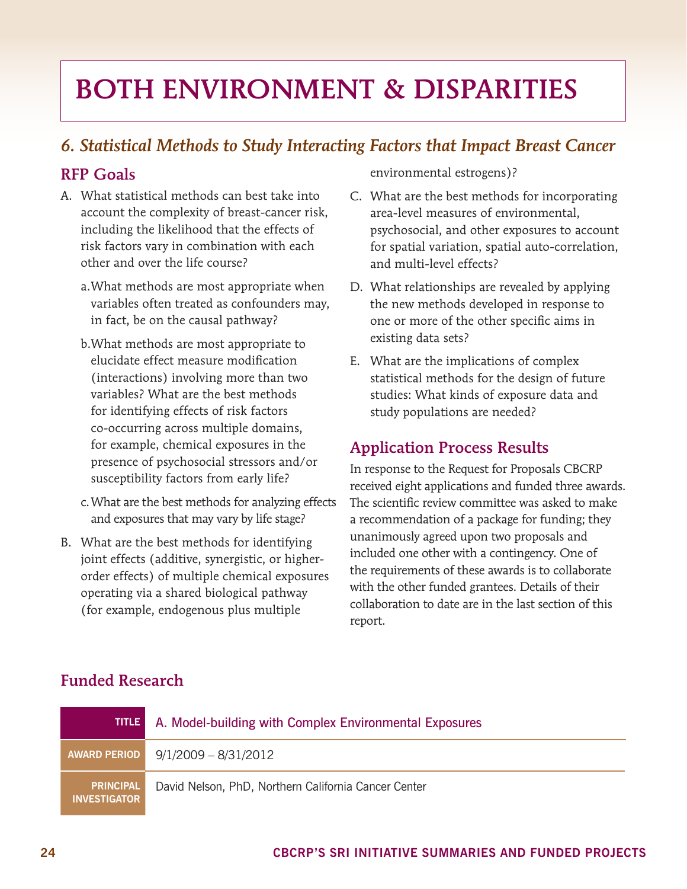# BOTH ENVIRONMENT & DISPARITIES

## *6. Statistical Methods to Study Interacting Factors that Impact Breast Cancer*

### RFP Goals

A. What statistical methods can best take into account the complexity of breast-cancer risk, including the likelihood that the effects of risk factors vary in combination with each other and over the life course?

   a. What methods are most appropriate when variables often treated as confounders may, in fact, be on the causal pathway?

   b. What methods are most appropriate to elucidate effect measure modification (interactions) involving more than two variables? What are the best methods for identifying effects of risk factors co-occurring across multiple domains, for example, chemical exposures in the presence of psychosocial stressors and/or susceptibility factors from early life?

   c. What are the best methods for analyzing effects and exposures that may vary by life stage?

B. What are the best methods for identifying joint effects (additive, synergistic, or higher-order effects) of multiple chemical exposures operating via a shared biological pathway (for example, endogenous plus multiple environmental estrogens)?

C. What are the best methods for incorporating area-level measures of environmental, psychosocial, and other exposures to account for spatial variation, spatial auto-correlation, and multi-level effects?

D. What relationships are revealed by applying the new methods developed in response to one or more of the other specific aims in existing data sets?

E. What are the implications of complex statistical methods for the design of future studies: What kinds of exposure data and study populations are needed?

### Application Process Results

In response to the Request for Proposals CBCRP received eight applications and funded three awards. The scientific review committee was asked to make a recommendation of a package for funding; they unanimously agreed upon two proposals and included one other with a contingency. One of the requirements of these awards is to collaborate with the other funded grantees. Details of their collaboration to date are in the last section of this report.

### Funded Research

| | |
|---|---|
| **TITLE** | A. Model-building with Complex Environmental Exposures |
| **AWARD PERIOD** | 9/1/2009 – 8/31/2012 |
| **PRINCIPAL INVESTIGATOR** | David Nelson, PhD, Northern California Cancer Center |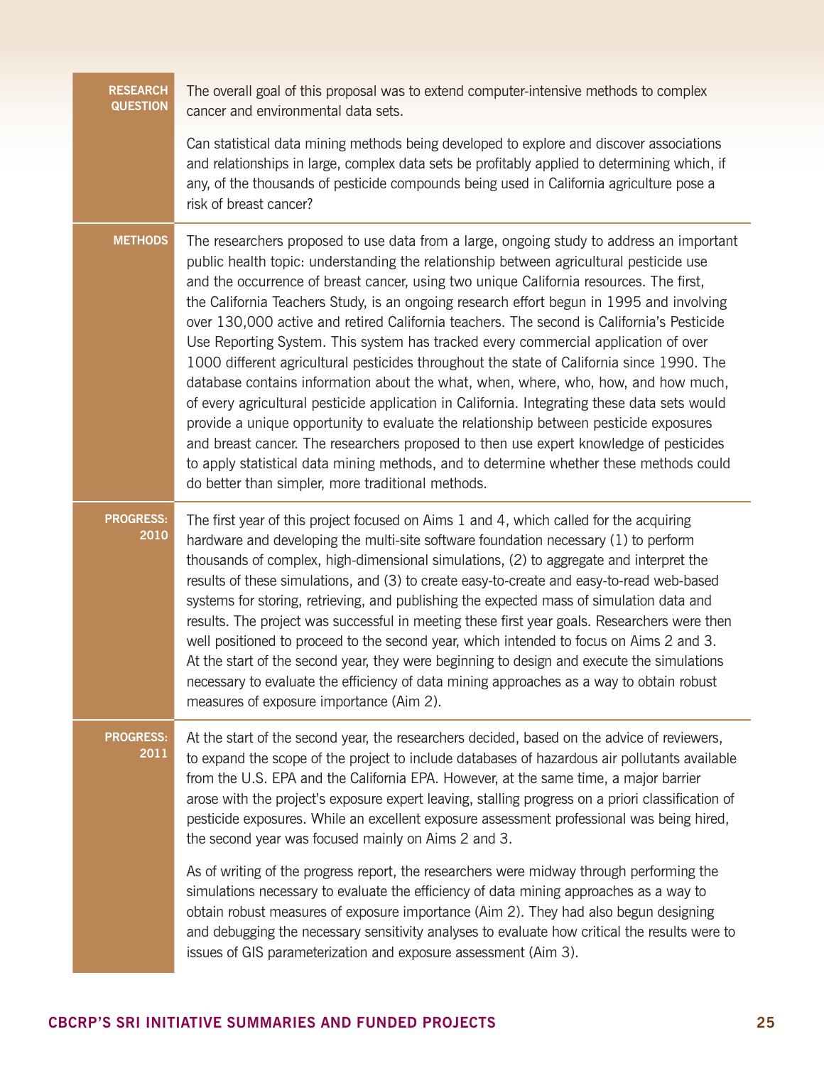**RESEARCH QUESTION**

The overall goal of this proposal was to extend computer-intensive methods to complex cancer and environmental data sets.

Can statistical data mining methods being developed to explore and discover associations and relationships in large, complex data sets be profitably applied to determining which, if any, of the thousands of pesticide compounds being used in California agriculture pose a risk of breast cancer?

**METHODS**

The researchers proposed to use data from a large, ongoing study to address an important public health topic: understanding the relationship between agricultural pesticide use and the occurrence of breast cancer, using two unique California resources. The first, the California Teachers Study, is an ongoing research effort begun in 1995 and involving over 130,000 active and retired California teachers. The second is California's Pesticide Use Reporting System. This system has tracked every commercial application of over 1000 different agricultural pesticides throughout the state of California since 1990. The database contains information about the what, when, where, who, how, and how much, of every agricultural pesticide application in California. Integrating these data sets would provide a unique opportunity to evaluate the relationship between pesticide exposures and breast cancer. The researchers proposed to then use expert knowledge of pesticides to apply statistical data mining methods, and to determine whether these methods could do better than simpler, more traditional methods.

**PROGRESS: 2010**

The first year of this project focused on Aims 1 and 4, which called for the acquiring hardware and developing the multi-site software foundation necessary (1) to perform thousands of complex, high-dimensional simulations, (2) to aggregate and interpret the results of these simulations, and (3) to create easy-to-create and easy-to-read web-based systems for storing, retrieving, and publishing the expected mass of simulation data and results. The project was successful in meeting these first year goals. Researchers were then well positioned to proceed to the second year, which intended to focus on Aims 2 and 3. At the start of the second year, they were beginning to design and execute the simulations necessary to evaluate the efficiency of data mining approaches as a way to obtain robust measures of exposure importance (Aim 2).

**PROGRESS: 2011**

At the start of the second year, the researchers decided, based on the advice of reviewers, to expand the scope of the project to include databases of hazardous air pollutants available from the U.S. EPA and the California EPA. However, at the same time, a major barrier arose with the project's exposure expert leaving, stalling progress on a priori classification of pesticide exposures. While an excellent exposure assessment professional was being hired, the second year was focused mainly on Aims 2 and 3.

As of writing of the progress report, the researchers were midway through performing the simulations necessary to evaluate the efficiency of data mining approaches as a way to obtain robust measures of exposure importance (Aim 2). They had also begun designing and debugging the necessary sensitivity analyses to evaluate how critical the results were to issues of GIS parameterization and exposure assessment (Aim 3).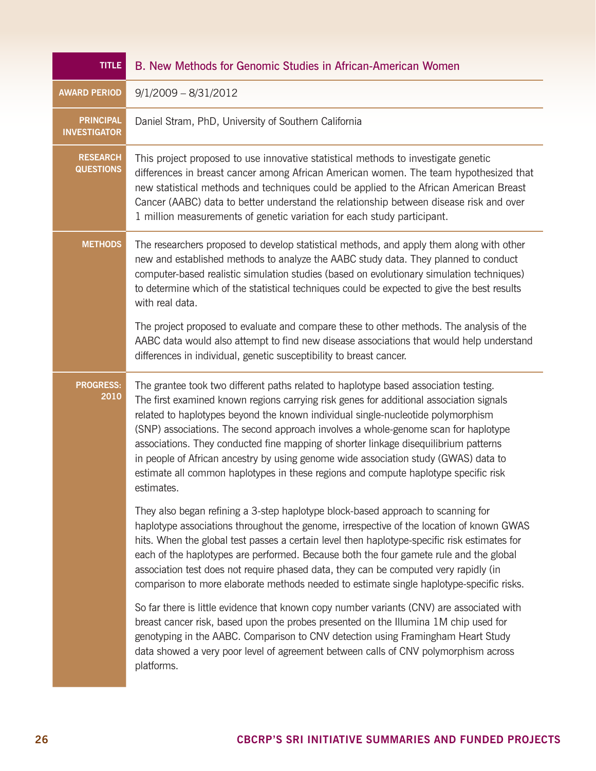| | |
|---|---|
| **TITLE** | **B. New Methods for Genomic Studies in African-American Women** |
| **AWARD PERIOD** | 9/1/2009 – 8/31/2012 |
| **PRINCIPAL INVESTIGATOR** | Daniel Stram, PhD, University of Southern California |
| **RESEARCH QUESTIONS** | This project proposed to use innovative statistical methods to investigate genetic differences in breast cancer among African American women. The team hypothesized that new statistical methods and techniques could be applied to the African American Breast Cancer (AABC) data to better understand the relationship between disease risk and over 1 million measurements of genetic variation for each study participant. |
| **METHODS** | The researchers proposed to develop statistical methods, and apply them along with other new and established methods to analyze the AABC study data. They planned to conduct computer-based realistic simulation studies (based on evolutionary simulation techniques) to determine which of the statistical techniques could be expected to give the best results with real data.<br><br>The project proposed to evaluate and compare these to other methods. The analysis of the AABC data would also attempt to find new disease associations that would help understand differences in individual, genetic susceptibility to breast cancer. |
| **PROGRESS: 2010** | The grantee took two different paths related to haplotype based association testing. The first examined known regions carrying risk genes for additional association signals related to haplotypes beyond the known individual single-nucleotide polymorphism (SNP) associations. The second approach involves a whole-genome scan for haplotype associations. They conducted fine mapping of shorter linkage disequilibrium patterns in people of African ancestry by using genome wide association study (GWAS) data to estimate all common haplotypes in these regions and compute haplotype specific risk estimates.<br><br>They also began refining a 3-step haplotype block-based approach to scanning for haplotype associations throughout the genome, irrespective of the location of known GWAS hits. When the global test passes a certain level then haplotype-specific risk estimates for each of the haplotypes are performed. Because both the four gamete rule and the global association test does not require phased data, they can be computed very rapidly (in comparison to more elaborate methods needed to estimate single haplotype-specific risks.<br><br>So far there is little evidence that known copy number variants (CNV) are associated with breast cancer risk, based upon the probes presented on the Illumina 1M chip used for genotyping in the AABC. Comparison to CNV detection using Framingham Heart Study data showed a very poor level of agreement between calls of CNV polymorphism across platforms. |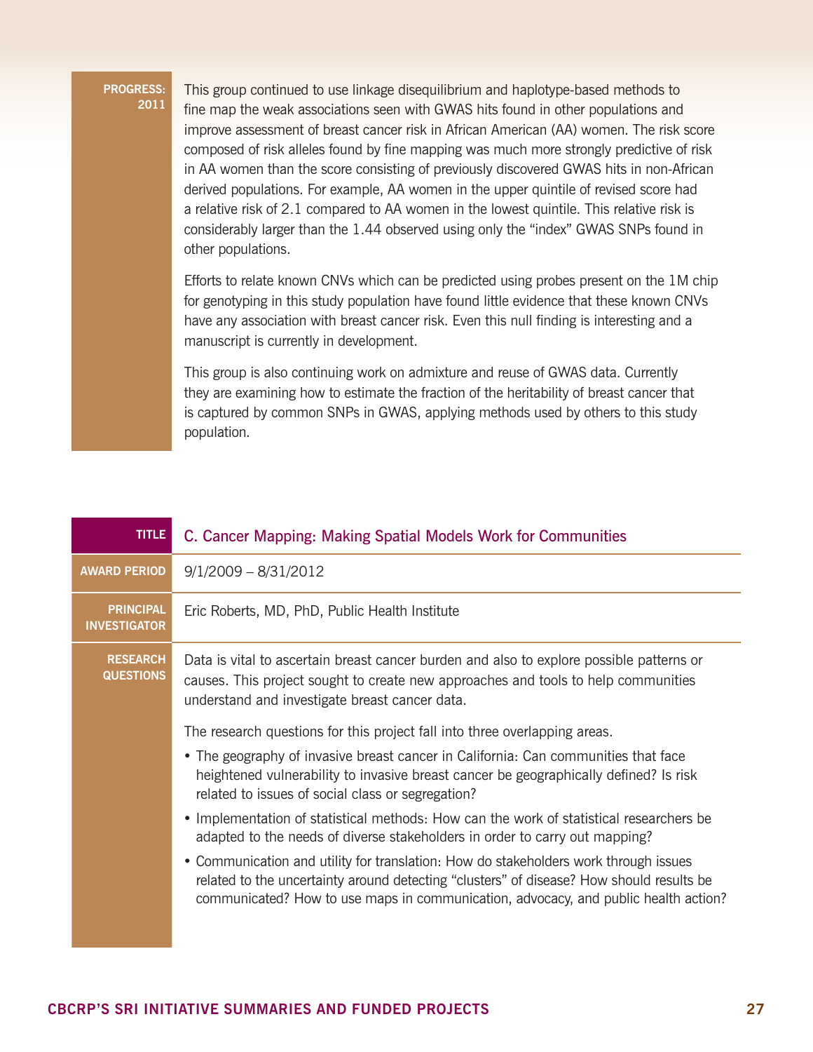**PROGRESS: 2011**

This group continued to use linkage disequilibrium and haplotype-based methods to fine map the weak associations seen with GWAS hits found in other populations and improve assessment of breast cancer risk in African American (AA) women. The risk score composed of risk alleles found by fine mapping was much more strongly predictive of risk in AA women than the score consisting of previously discovered GWAS hits in non-African derived populations. For example, AA women in the upper quintile of revised score had a relative risk of 2.1 compared to AA women in the lowest quintile. This relative risk is considerably larger than the 1.44 observed using only the "index" GWAS SNPs found in other populations.

Efforts to relate known CNVs which can be predicted using probes present on the 1M chip for genotyping in this study population have found little evidence that these known CNVs have any association with breast cancer risk. Even this null finding is interesting and a manuscript is currently in development.

This group is also continuing work on admixture and reuse of GWAS data. Currently they are examining how to estimate the fraction of the heritability of breast cancer that is captured by common SNPs in GWAS, applying methods used by others to this study population.

**TITLE:** C. Cancer Mapping: Making Spatial Models Work for Communities

**AWARD PERIOD:** 9/1/2009 – 8/31/2012

**PRINCIPAL INVESTIGATOR:** Eric Roberts, MD, PhD, Public Health Institute

**RESEARCH QUESTIONS**

Data is vital to ascertain breast cancer burden and also to explore possible patterns or causes. This project sought to create new approaches and tools to help communities understand and investigate breast cancer data.

The research questions for this project fall into three overlapping areas.

- The geography of invasive breast cancer in California: Can communities that face heightened vulnerability to invasive breast cancer be geographically defined? Is risk related to issues of social class or segregation?
- Implementation of statistical methods: How can the work of statistical researchers be adapted to the needs of diverse stakeholders in order to carry out mapping?
- Communication and utility for translation: How do stakeholders work through issues related to the uncertainty around detecting "clusters" of disease? How should results be communicated? How to use maps in communication, advocacy, and public health action?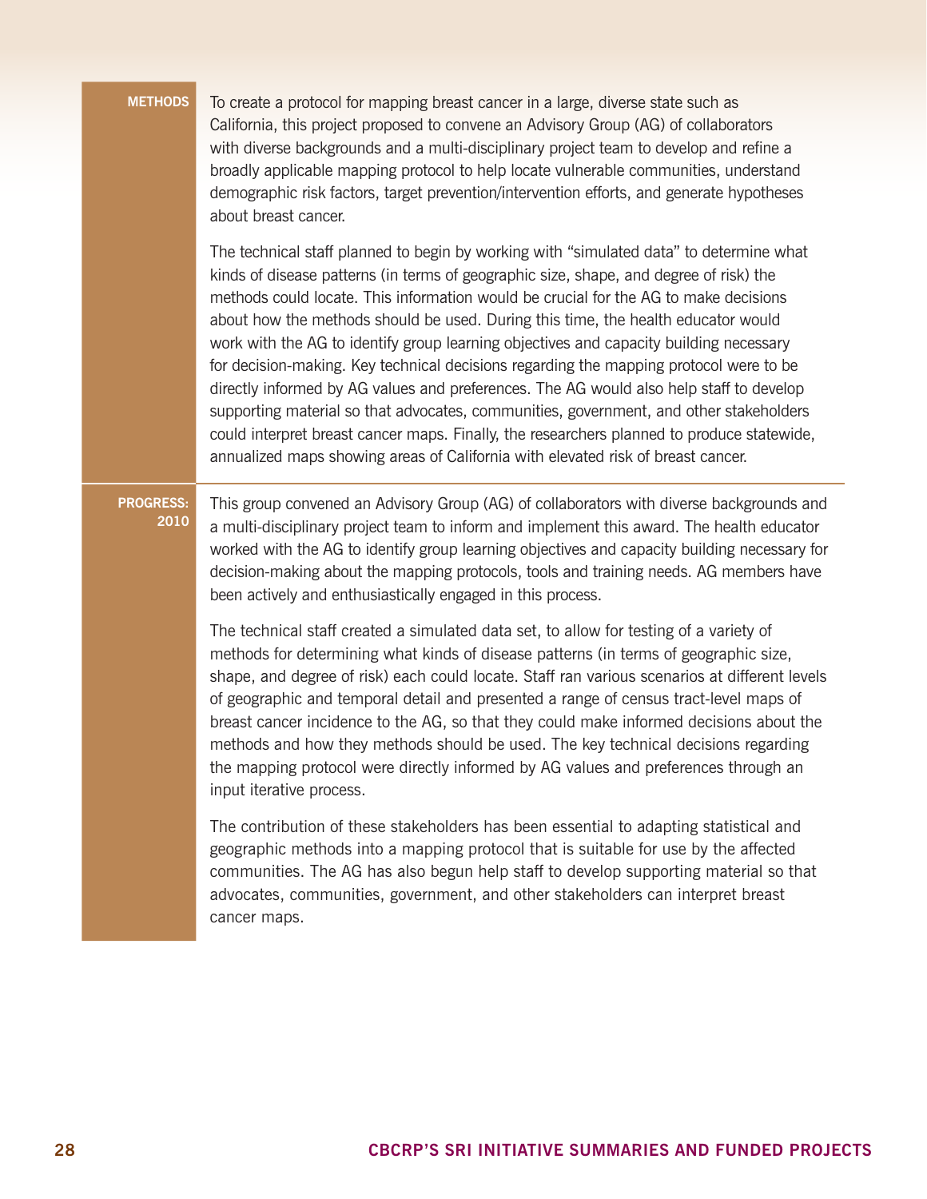**METHODS**

To create a protocol for mapping breast cancer in a large, diverse state such as California, this project proposed to convene an Advisory Group (AG) of collaborators with diverse backgrounds and a multi-disciplinary project team to develop and refine a broadly applicable mapping protocol to help locate vulnerable communities, understand demographic risk factors, target prevention/intervention efforts, and generate hypotheses about breast cancer.

The technical staff planned to begin by working with "simulated data" to determine what kinds of disease patterns (in terms of geographic size, shape, and degree of risk) the methods could locate. This information would be crucial for the AG to make decisions about how the methods should be used. During this time, the health educator would work with the AG to identify group learning objectives and capacity building necessary for decision-making. Key technical decisions regarding the mapping protocol were to be directly informed by AG values and preferences. The AG would also help staff to develop supporting material so that advocates, communities, government, and other stakeholders could interpret breast cancer maps. Finally, the researchers planned to produce statewide, annualized maps showing areas of California with elevated risk of breast cancer.

**PROGRESS: 2010**

This group convened an Advisory Group (AG) of collaborators with diverse backgrounds and a multi-disciplinary project team to inform and implement this award. The health educator worked with the AG to identify group learning objectives and capacity building necessary for decision-making about the mapping protocols, tools and training needs. AG members have been actively and enthusiastically engaged in this process.

The technical staff created a simulated data set, to allow for testing of a variety of methods for determining what kinds of disease patterns (in terms of geographic size, shape, and degree of risk) each could locate. Staff ran various scenarios at different levels of geographic and temporal detail and presented a range of census tract-level maps of breast cancer incidence to the AG, so that they could make informed decisions about the methods and how they methods should be used. The key technical decisions regarding the mapping protocol were directly informed by AG values and preferences through an input iterative process.

The contribution of these stakeholders has been essential to adapting statistical and geographic methods into a mapping protocol that is suitable for use by the affected communities. The AG has also begun help staff to develop supporting material so that advocates, communities, government, and other stakeholders can interpret breast cancer maps.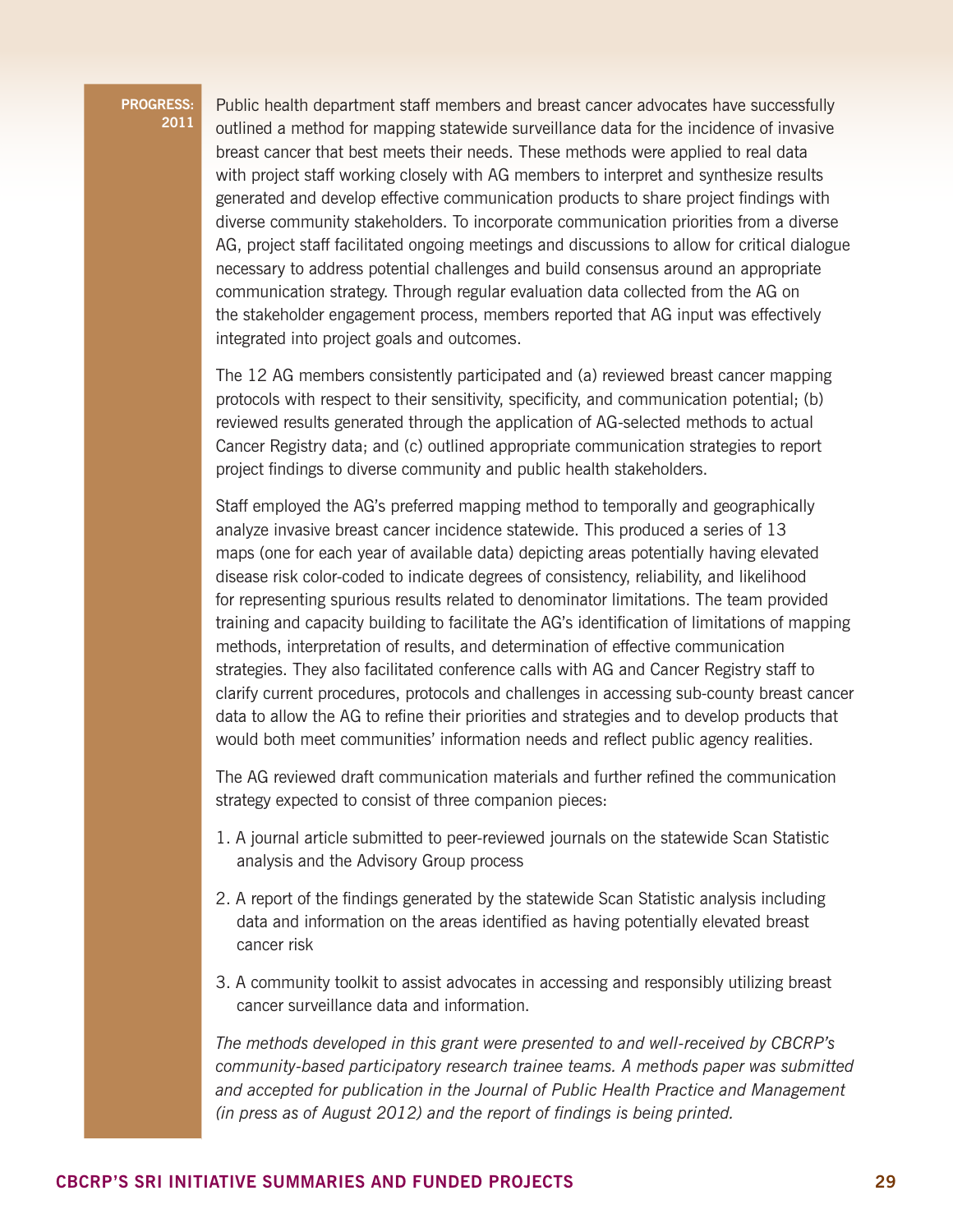**PROGRESS: 2011**

Public health department staff members and breast cancer advocates have successfully outlined a method for mapping statewide surveillance data for the incidence of invasive breast cancer that best meets their needs. These methods were applied to real data with project staff working closely with AG members to interpret and synthesize results generated and develop effective communication products to share project findings with diverse community stakeholders. To incorporate communication priorities from a diverse AG, project staff facilitated ongoing meetings and discussions to allow for critical dialogue necessary to address potential challenges and build consensus around an appropriate communication strategy. Through regular evaluation data collected from the AG on the stakeholder engagement process, members reported that AG input was effectively integrated into project goals and outcomes.

The 12 AG members consistently participated and (a) reviewed breast cancer mapping protocols with respect to their sensitivity, specificity, and communication potential; (b) reviewed results generated through the application of AG-selected methods to actual Cancer Registry data; and (c) outlined appropriate communication strategies to report project findings to diverse community and public health stakeholders.

Staff employed the AG's preferred mapping method to temporally and geographically analyze invasive breast cancer incidence statewide. This produced a series of 13 maps (one for each year of available data) depicting areas potentially having elevated disease risk color-coded to indicate degrees of consistency, reliability, and likelihood for representing spurious results related to denominator limitations. The team provided training and capacity building to facilitate the AG's identification of limitations of mapping methods, interpretation of results, and determination of effective communication strategies. They also facilitated conference calls with AG and Cancer Registry staff to clarify current procedures, protocols and challenges in accessing sub-county breast cancer data to allow the AG to refine their priorities and strategies and to develop products that would both meet communities' information needs and reflect public agency realities.

The AG reviewed draft communication materials and further refined the communication strategy expected to consist of three companion pieces:

1. A journal article submitted to peer-reviewed journals on the statewide Scan Statistic analysis and the Advisory Group process
2. A report of the findings generated by the statewide Scan Statistic analysis including data and information on the areas identified as having potentially elevated breast cancer risk
3. A community toolkit to assist advocates in accessing and responsibly utilizing breast cancer surveillance data and information.

*The methods developed in this grant were presented to and well-received by CBCRP's community-based participatory research trainee teams. A methods paper was submitted and accepted for publication in the Journal of Public Health Practice and Management (in press as of August 2012) and the report of findings is being printed.*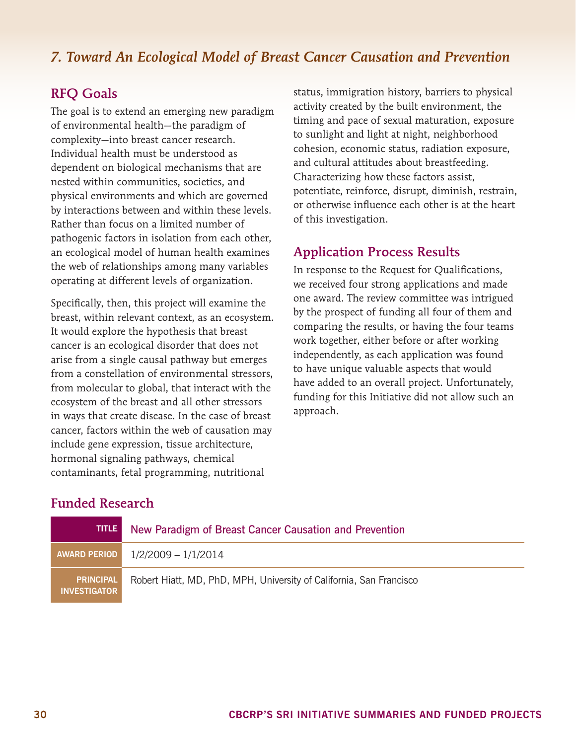## *7. Toward An Ecological Model of Breast Cancer Causation and Prevention*

### RFQ Goals

The goal is to extend an emerging new paradigm of environmental health—the paradigm of complexity—into breast cancer research. Individual health must be understood as dependent on biological mechanisms that are nested within communities, societies, and physical environments and which are governed by interactions between and within these levels. Rather than focus on a limited number of pathogenic factors in isolation from each other, an ecological model of human health examines the web of relationships among many variables operating at different levels of organization.

Specifically, then, this project will examine the breast, within relevant context, as an ecosystem. It would explore the hypothesis that breast cancer is an ecological disorder that does not arise from a single causal pathway but emerges from a constellation of environmental stressors, from molecular to global, that interact with the ecosystem of the breast and all other stressors in ways that create disease. In the case of breast cancer, factors within the web of causation may include gene expression, tissue architecture, hormonal signaling pathways, chemical contaminants, fetal programming, nutritional status, immigration history, barriers to physical activity created by the built environment, the timing and pace of sexual maturation, exposure to sunlight and light at night, neighborhood cohesion, economic status, radiation exposure, and cultural attitudes about breastfeeding. Characterizing how these factors assist, potentiate, reinforce, disrupt, diminish, restrain, or otherwise influence each other is at the heart of this investigation.

### Application Process Results

In response to the Request for Qualifications, we received four strong applications and made one award. The review committee was intrigued by the prospect of funding all four of them and comparing the results, or having the four teams work together, either before or after working independently, as each application was found to have unique valuable aspects that would have added to an overall project. Unfortunately, funding for this Initiative did not allow such an approach.

### Funded Research

| | |
|---|---|
| **TITLE** | New Paradigm of Breast Cancer Causation and Prevention |
| **AWARD PERIOD** | 1/2/2009 – 1/1/2014 |
| **PRINCIPAL INVESTIGATOR** | Robert Hiatt, MD, PhD, MPH, University of California, San Francisco |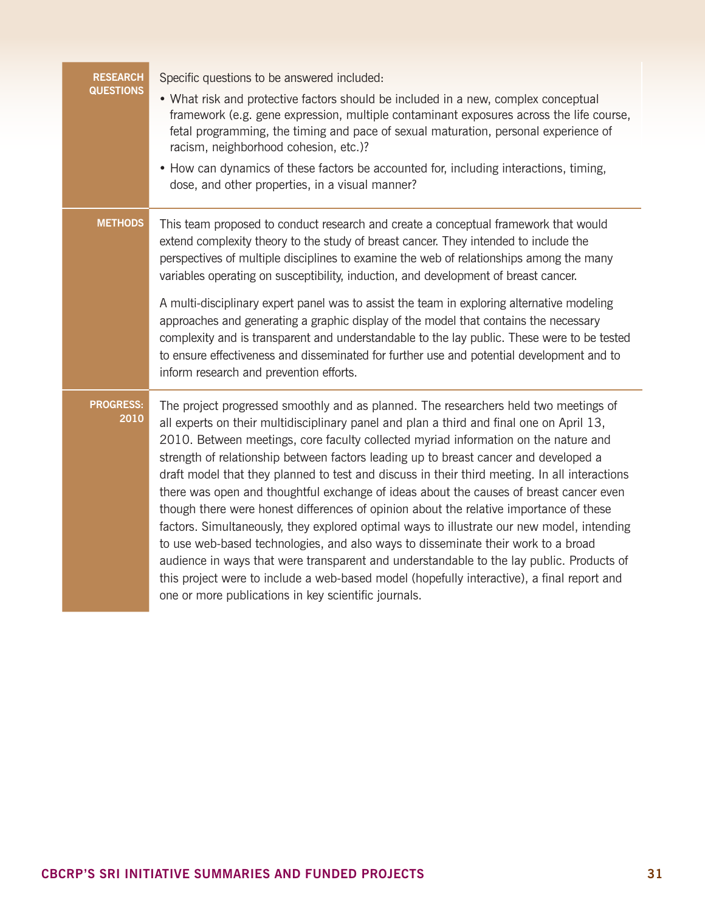**RESEARCH QUESTIONS**

Specific questions to be answered included:

- What risk and protective factors should be included in a new, complex conceptual framework (e.g. gene expression, multiple contaminant exposures across the life course, fetal programming, the timing and pace of sexual maturation, personal experience of racism, neighborhood cohesion, etc.)?
- How can dynamics of these factors be accounted for, including interactions, timing, dose, and other properties, in a visual manner?

**METHODS**

This team proposed to conduct research and create a conceptual framework that would extend complexity theory to the study of breast cancer. They intended to include the perspectives of multiple disciplines to examine the web of relationships among the many variables operating on susceptibility, induction, and development of breast cancer.

A multi-disciplinary expert panel was to assist the team in exploring alternative modeling approaches and generating a graphic display of the model that contains the necessary complexity and is transparent and understandable to the lay public. These were to be tested to ensure effectiveness and disseminated for further use and potential development and to inform research and prevention efforts.

**PROGRESS: 2010**

The project progressed smoothly and as planned. The researchers held two meetings of all experts on their multidisciplinary panel and plan a third and final one on April 13, 2010. Between meetings, core faculty collected myriad information on the nature and strength of relationship between factors leading up to breast cancer and developed a draft model that they planned to test and discuss in their third meeting. In all interactions there was open and thoughtful exchange of ideas about the causes of breast cancer even though there were honest differences of opinion about the relative importance of these factors. Simultaneously, they explored optimal ways to illustrate our new model, intending to use web-based technologies, and also ways to disseminate their work to a broad audience in ways that were transparent and understandable to the lay public. Products of this project were to include a web-based model (hopefully interactive), a final report and one or more publications in key scientific journals.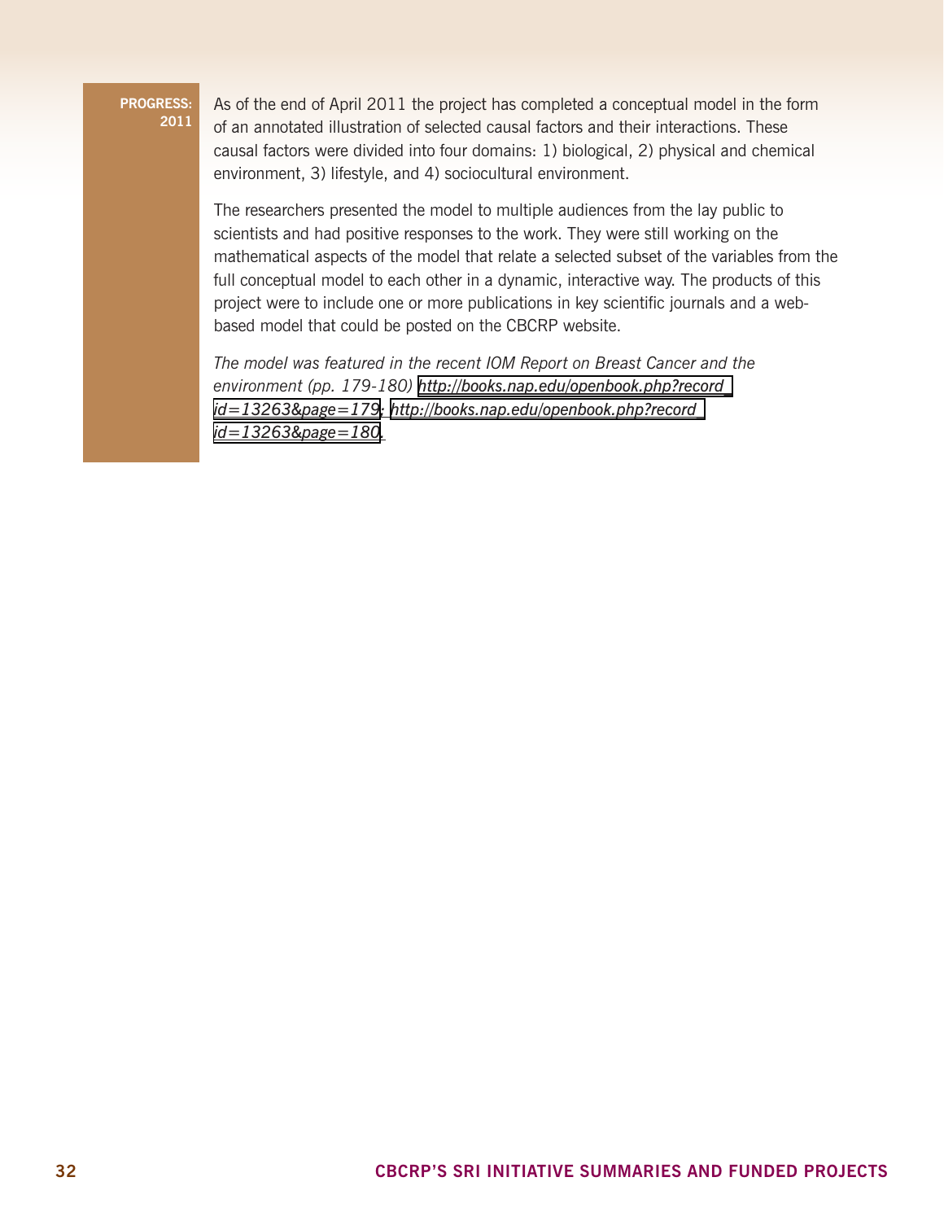**PROGRESS: 2011**

As of the end of April 2011 the project has completed a conceptual model in the form of an annotated illustration of selected causal factors and their interactions. These causal factors were divided into four domains: 1) biological, 2) physical and chemical environment, 3) lifestyle, and 4) sociocultural environment.

The researchers presented the model to multiple audiences from the lay public to scientists and had positive responses to the work. They were still working on the mathematical aspects of the model that relate a selected subset of the variables from the full conceptual model to each other in a dynamic, interactive way. The products of this project were to include one or more publications in key scientific journals and a web-based model that could be posted on the CBCRP website.

*The model was featured in the recent IOM Report on Breast Cancer and the environment (pp. 179-180) http://books.nap.edu/openbook.php?record_id=13263&page=179; http://books.nap.edu/openbook.php?record_id=13263&page=180.*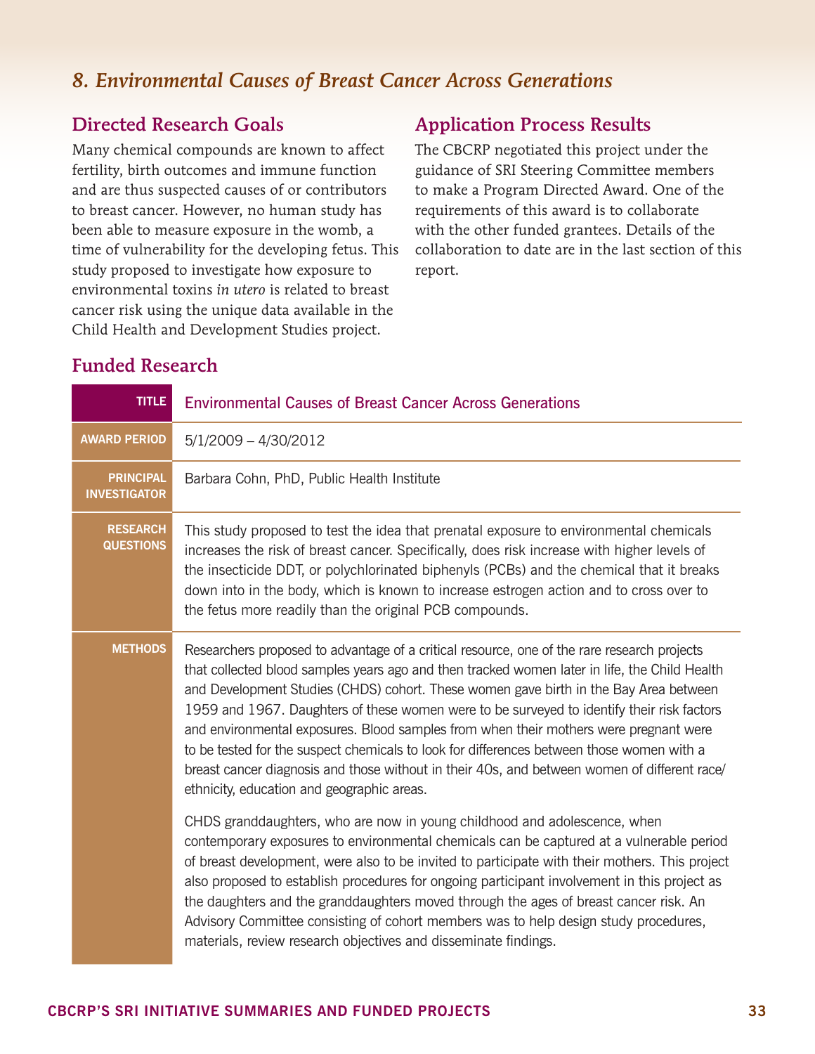## *8. Environmental Causes of Breast Cancer Across Generations*

### Directed Research Goals

Many chemical compounds are known to affect fertility, birth outcomes and immune function and are thus suspected causes of or contributors to breast cancer. However, no human study has been able to measure exposure in the womb, a time of vulnerability for the developing fetus. This study proposed to investigate how exposure to environmental toxins *in utero* is related to breast cancer risk using the unique data available in the Child Health and Development Studies project.

### Application Process Results

The CBCRP negotiated this project under the guidance of SRI Steering Committee members to make a Program Directed Award. One of the requirements of this award is to collaborate with the other funded grantees. Details of the collaboration to date are in the last section of this report.

### Funded Research

| | |
|---|---|
| **TITLE** | Environmental Causes of Breast Cancer Across Generations |
| **AWARD PERIOD** | 5/1/2009 – 4/30/2012 |
| **PRINCIPAL INVESTIGATOR** | Barbara Cohn, PhD, Public Health Institute |
| **RESEARCH QUESTIONS** | This study proposed to test the idea that prenatal exposure to environmental chemicals increases the risk of breast cancer. Specifically, does risk increase with higher levels of the insecticide DDT, or polychlorinated biphenyls (PCBs) and the chemical that it breaks down into in the body, which is known to increase estrogen action and to cross over to the fetus more readily than the original PCB compounds. |
| **METHODS** | Researchers proposed to advantage of a critical resource, one of the rare research projects that collected blood samples years ago and then tracked women later in life, the Child Health and Development Studies (CHDS) cohort. These women gave birth in the Bay Area between 1959 and 1967. Daughters of these women were to be surveyed to identify their risk factors and environmental exposures. Blood samples from when their mothers were pregnant were to be tested for the suspect chemicals to look for differences between those women with a breast cancer diagnosis and those without in their 40s, and between women of different race/ethnicity, education and geographic areas.<br><br>CHDS granddaughters, who are now in young childhood and adolescence, when contemporary exposures to environmental chemicals can be captured at a vulnerable period of breast development, were also to be invited to participate with their mothers. This project also proposed to establish procedures for ongoing participant involvement in this project as the daughters and the granddaughters moved through the ages of breast cancer risk. An Advisory Committee consisting of cohort members was to help design study procedures, materials, review research objectives and disseminate findings. |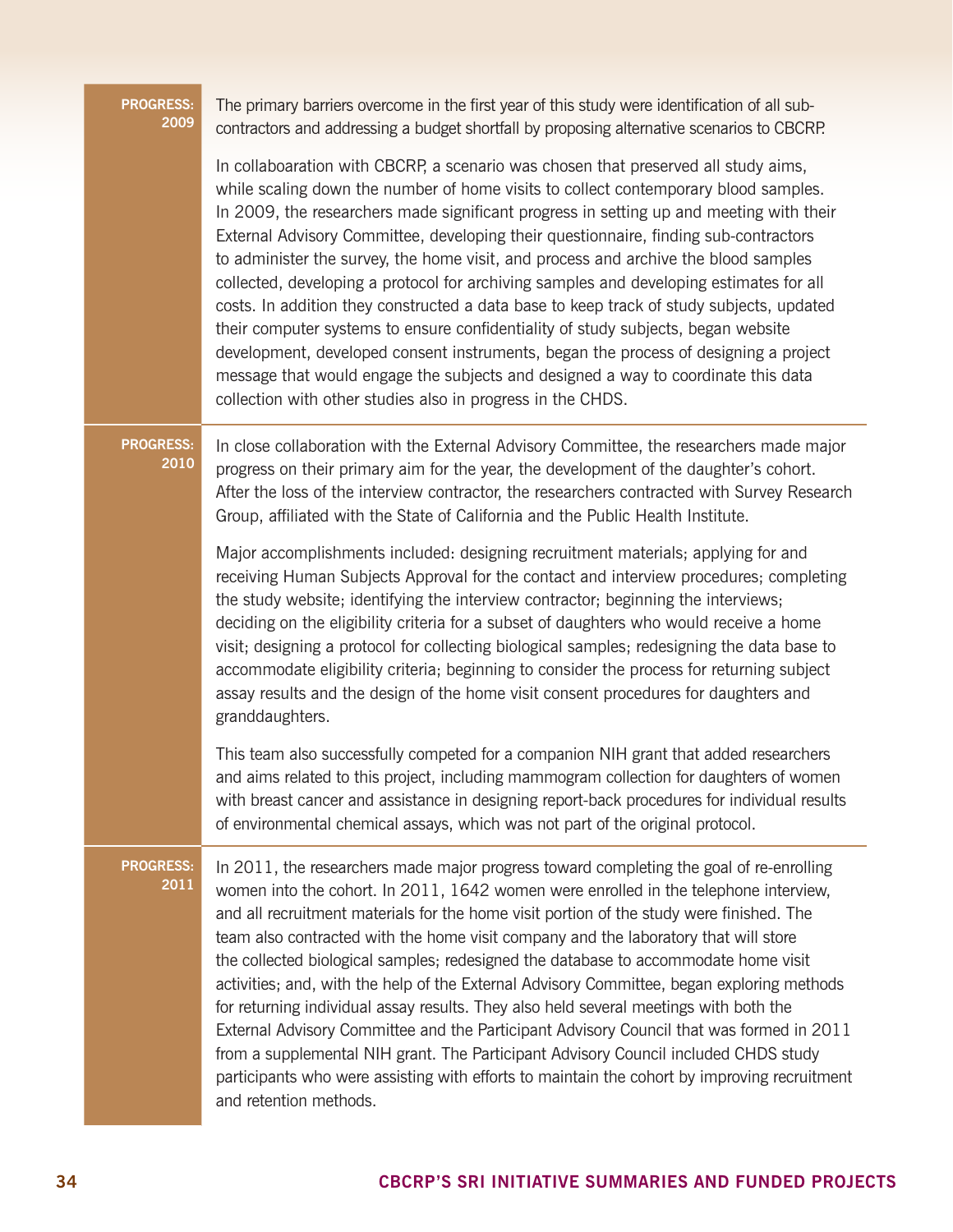**PROGRESS: 2009**

The primary barriers overcome in the first year of this study were identification of all sub-contractors and addressing a budget shortfall by proposing alternative scenarios to CBCRP.

In collaboaration with CBCRP, a scenario was chosen that preserved all study aims, while scaling down the number of home visits to collect contemporary blood samples. In 2009, the researchers made significant progress in setting up and meeting with their External Advisory Committee, developing their questionnaire, finding sub-contractors to administer the survey, the home visit, and process and archive the blood samples collected, developing a protocol for archiving samples and developing estimates for all costs. In addition they constructed a data base to keep track of study subjects, updated their computer systems to ensure confidentiality of study subjects, began website development, developed consent instruments, began the process of designing a project message that would engage the subjects and designed a way to coordinate this data collection with other studies also in progress in the CHDS.

**PROGRESS: 2010**

In close collaboration with the External Advisory Committee, the researchers made major progress on their primary aim for the year, the development of the daughter's cohort. After the loss of the interview contractor, the researchers contracted with Survey Research Group, affiliated with the State of California and the Public Health Institute.

Major accomplishments included: designing recruitment materials; applying for and receiving Human Subjects Approval for the contact and interview procedures; completing the study website; identifying the interview contractor; beginning the interviews; deciding on the eligibility criteria for a subset of daughters who would receive a home visit; designing a protocol for collecting biological samples; redesigning the data base to accommodate eligibility criteria; beginning to consider the process for returning subject assay results and the design of the home visit consent procedures for daughters and granddaughters.

This team also successfully competed for a companion NIH grant that added researchers and aims related to this project, including mammogram collection for daughters of women with breast cancer and assistance in designing report-back procedures for individual results of environmental chemical assays, which was not part of the original protocol.

**PROGRESS: 2011**

In 2011, the researchers made major progress toward completing the goal of re-enrolling women into the cohort. In 2011, 1642 women were enrolled in the telephone interview, and all recruitment materials for the home visit portion of the study were finished. The team also contracted with the home visit company and the laboratory that will store the collected biological samples; redesigned the database to accommodate home visit activities; and, with the help of the External Advisory Committee, began exploring methods for returning individual assay results. They also held several meetings with both the External Advisory Committee and the Participant Advisory Council that was formed in 2011 from a supplemental NIH grant. The Participant Advisory Council included CHDS study participants who were assisting with efforts to maintain the cohort by improving recruitment and retention methods.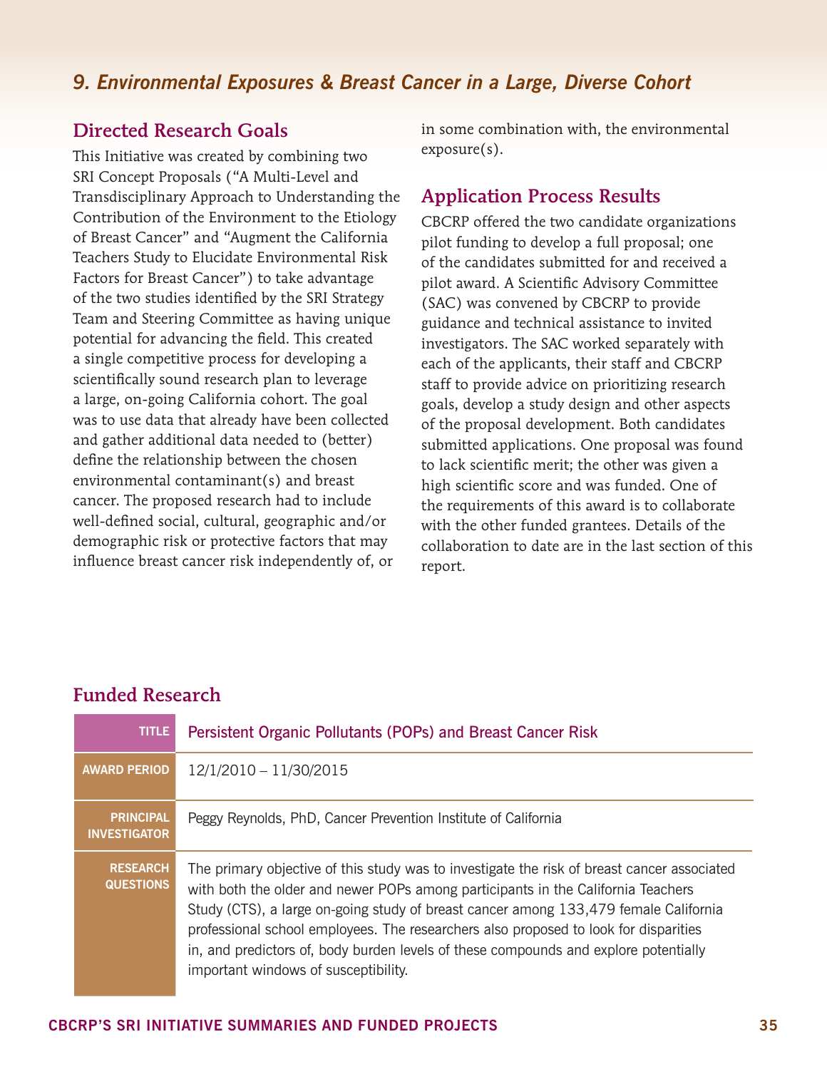## 9. *Environmental Exposures & Breast Cancer in a Large, Diverse Cohort*

### Directed Research Goals

This Initiative was created by combining two SRI Concept Proposals ("A Multi-Level and Transdisciplinary Approach to Understanding the Contribution of the Environment to the Etiology of Breast Cancer" and "Augment the California Teachers Study to Elucidate Environmental Risk Factors for Breast Cancer") to take advantage of the two studies identified by the SRI Strategy Team and Steering Committee as having unique potential for advancing the field. This created a single competitive process for developing a scientifically sound research plan to leverage a large, on-going California cohort. The goal was to use data that already have been collected and gather additional data needed to (better) define the relationship between the chosen environmental contaminant(s) and breast cancer. The proposed research had to include well-defined social, cultural, geographic and/or demographic risk or protective factors that may influence breast cancer risk independently of, or in some combination with, the environmental exposure(s).

### Application Process Results

CBCRP offered the two candidate organizations pilot funding to develop a full proposal; one of the candidates submitted for and received a pilot award. A Scientific Advisory Committee (SAC) was convened by CBCRP to provide guidance and technical assistance to invited investigators. The SAC worked separately with each of the applicants, their staff and CBCRP staff to provide advice on prioritizing research goals, develop a study design and other aspects of the proposal development. Both candidates submitted applications. One proposal was found to lack scientific merit; the other was given a high scientific score and was funded. One of the requirements of this award is to collaborate with the other funded grantees. Details of the collaboration to date are in the last section of this report.

### Funded Research

| | |
|---|---|
| **TITLE** | Persistent Organic Pollutants (POPs) and Breast Cancer Risk |
| **AWARD PERIOD** | 12/1/2010 – 11/30/2015 |
| **PRINCIPAL INVESTIGATOR** | Peggy Reynolds, PhD, Cancer Prevention Institute of California |
| **RESEARCH QUESTIONS** | The primary objective of this study was to investigate the risk of breast cancer associated with both the older and newer POPs among participants in the California Teachers Study (CTS), a large on-going study of breast cancer among 133,479 female California professional school employees. The researchers also proposed to look for disparities in, and predictors of, body burden levels of these compounds and explore potentially important windows of susceptibility. |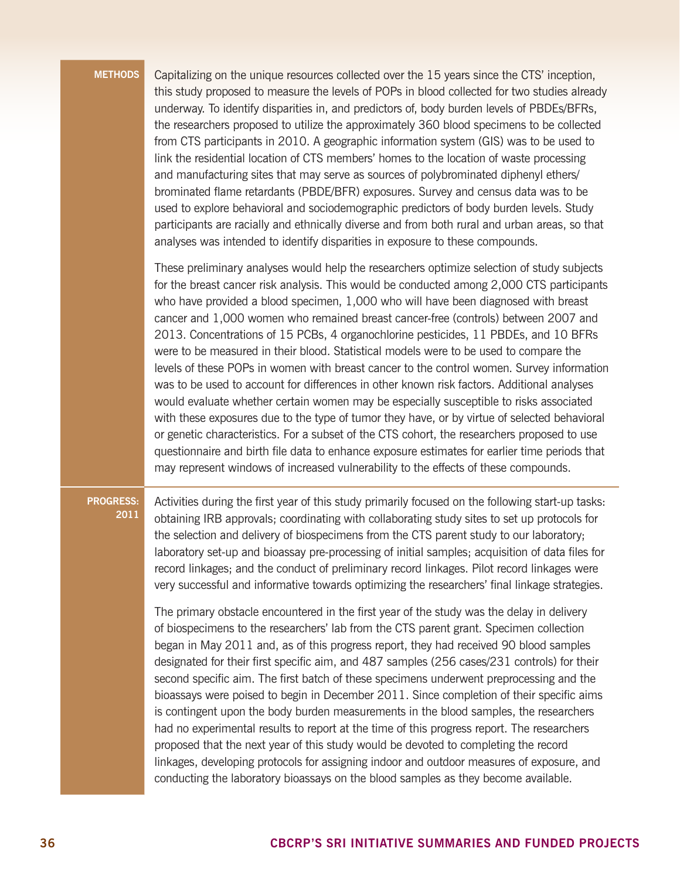**METHODS**

Capitalizing on the unique resources collected over the 15 years since the CTS' inception, this study proposed to measure the levels of POPs in blood collected for two studies already underway. To identify disparities in, and predictors of, body burden levels of PBDEs/BFRs, the researchers proposed to utilize the approximately 360 blood specimens to be collected from CTS participants in 2010. A geographic information system (GIS) was to be used to link the residential location of CTS members' homes to the location of waste processing and manufacturing sites that may serve as sources of polybrominated diphenyl ethers/brominated flame retardants (PBDE/BFR) exposures. Survey and census data was to be used to explore behavioral and sociodemographic predictors of body burden levels. Study participants are racially and ethnically diverse and from both rural and urban areas, so that analyses was intended to identify disparities in exposure to these compounds.

These preliminary analyses would help the researchers optimize selection of study subjects for the breast cancer risk analysis. This would be conducted among 2,000 CTS participants who have provided a blood specimen, 1,000 who will have been diagnosed with breast cancer and 1,000 women who remained breast cancer-free (controls) between 2007 and 2013. Concentrations of 15 PCBs, 4 organochlorine pesticides, 11 PBDEs, and 10 BFRs were to be measured in their blood. Statistical models were to be used to compare the levels of these POPs in women with breast cancer to the control women. Survey information was to be used to account for differences in other known risk factors. Additional analyses would evaluate whether certain women may be especially susceptible to risks associated with these exposures due to the type of tumor they have, or by virtue of selected behavioral or genetic characteristics. For a subset of the CTS cohort, the researchers proposed to use questionnaire and birth file data to enhance exposure estimates for earlier time periods that may represent windows of increased vulnerability to the effects of these compounds.

**PROGRESS: 2011**

Activities during the first year of this study primarily focused on the following start-up tasks: obtaining IRB approvals; coordinating with collaborating study sites to set up protocols for the selection and delivery of biospecimens from the CTS parent study to our laboratory; laboratory set-up and bioassay pre-processing of initial samples; acquisition of data files for record linkages; and the conduct of preliminary record linkages. Pilot record linkages were very successful and informative towards optimizing the researchers' final linkage strategies.

The primary obstacle encountered in the first year of the study was the delay in delivery of biospecimens to the researchers' lab from the CTS parent grant. Specimen collection began in May 2011 and, as of this progress report, they had received 90 blood samples designated for their first specific aim, and 487 samples (256 cases/231 controls) for their second specific aim. The first batch of these specimens underwent preprocessing and the bioassays were poised to begin in December 2011. Since completion of their specific aims is contingent upon the body burden measurements in the blood samples, the researchers had no experimental results to report at the time of this progress report. The researchers proposed that the next year of this study would be devoted to completing the record linkages, developing protocols for assigning indoor and outdoor measures of exposure, and conducting the laboratory bioassays on the blood samples as they become available.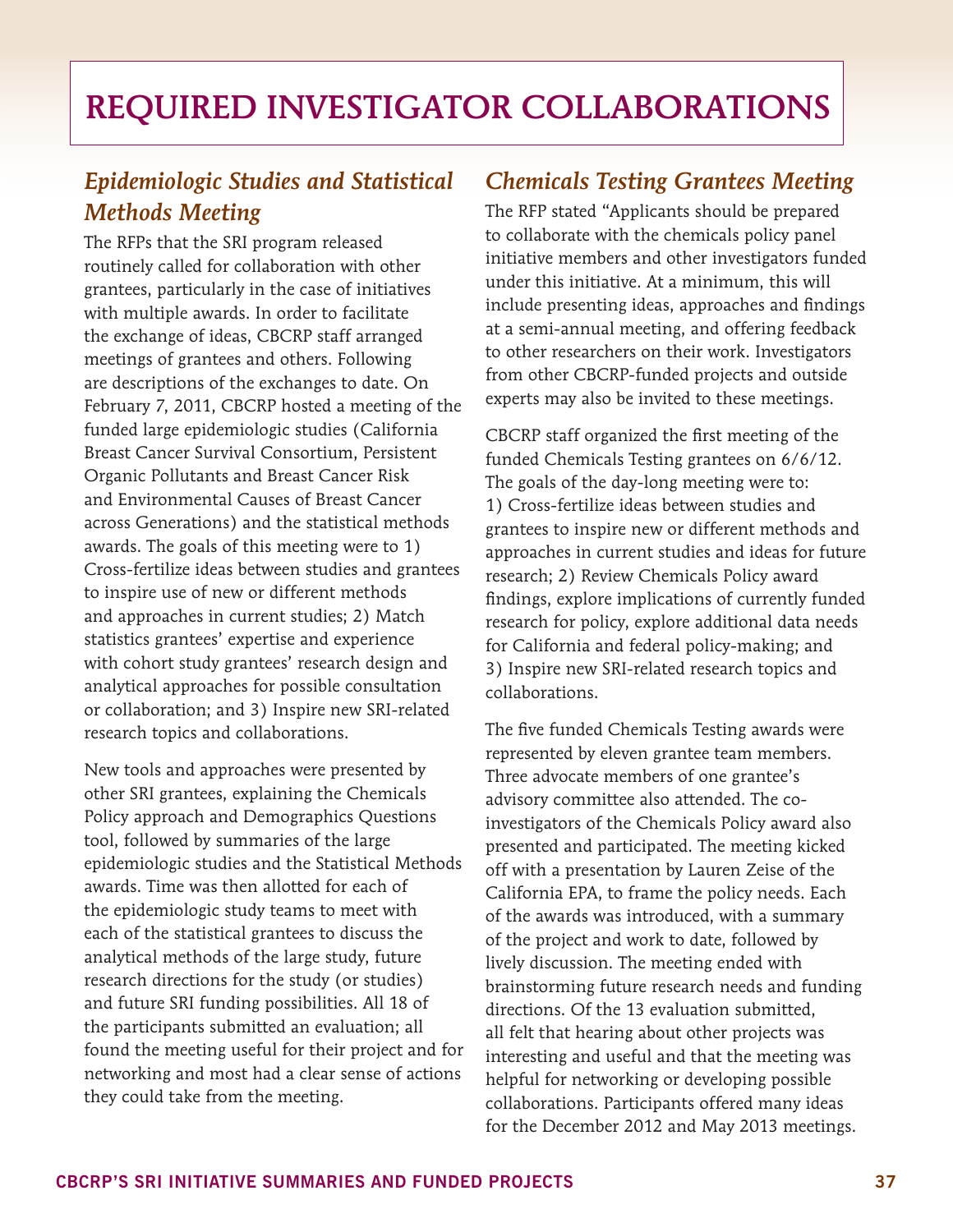# REQUIRED INVESTIGATOR COLLABORATIONS

## *Epidemiologic Studies and Statistical Methods Meeting*

The RFPs that the SRI program released routinely called for collaboration with other grantees, particularly in the case of initiatives with multiple awards. In order to facilitate the exchange of ideas, CBCRP staff arranged meetings of grantees and others. Following are descriptions of the exchanges to date. On February 7, 2011, CBCRP hosted a meeting of the funded large epidemiologic studies (California Breast Cancer Survival Consortium, Persistent Organic Pollutants and Breast Cancer Risk and Environmental Causes of Breast Cancer across Generations) and the statistical methods awards. The goals of this meeting were to 1) Cross-fertilize ideas between studies and grantees to inspire use of new or different methods and approaches in current studies; 2) Match statistics grantees' expertise and experience with cohort study grantees' research design and analytical approaches for possible consultation or collaboration; and 3) Inspire new SRI-related research topics and collaborations.

New tools and approaches were presented by other SRI grantees, explaining the Chemicals Policy approach and Demographics Questions tool, followed by summaries of the large epidemiologic studies and the Statistical Methods awards. Time was then allotted for each of the epidemiologic study teams to meet with each of the statistical grantees to discuss the analytical methods of the large study, future research directions for the study (or studies) and future SRI funding possibilities. All 18 of the participants submitted an evaluation; all found the meeting useful for their project and for networking and most had a clear sense of actions they could take from the meeting.

## *Chemicals Testing Grantees Meeting*

The RFP stated "Applicants should be prepared to collaborate with the chemicals policy panel initiative members and other investigators funded under this initiative. At a minimum, this will include presenting ideas, approaches and findings at a semi-annual meeting, and offering feedback to other researchers on their work. Investigators from other CBCRP-funded projects and outside experts may also be invited to these meetings.

CBCRP staff organized the first meeting of the funded Chemicals Testing grantees on 6/6/12. The goals of the day-long meeting were to: 1) Cross-fertilize ideas between studies and grantees to inspire new or different methods and approaches in current studies and ideas for future research; 2) Review Chemicals Policy award findings, explore implications of currently funded research for policy, explore additional data needs for California and federal policy-making; and 3) Inspire new SRI-related research topics and collaborations.

The five funded Chemicals Testing awards were represented by eleven grantee team members. Three advocate members of one grantee's advisory committee also attended. The co-investigators of the Chemicals Policy award also presented and participated. The meeting kicked off with a presentation by Lauren Zeise of the California EPA, to frame the policy needs. Each of the awards was introduced, with a summary of the project and work to date, followed by lively discussion. The meeting ended with brainstorming future research needs and funding directions. Of the 13 evaluation submitted, all felt that hearing about other projects was interesting and useful and that the meeting was helpful for networking or developing possible collaborations. Participants offered many ideas for the December 2012 and May 2013 meetings.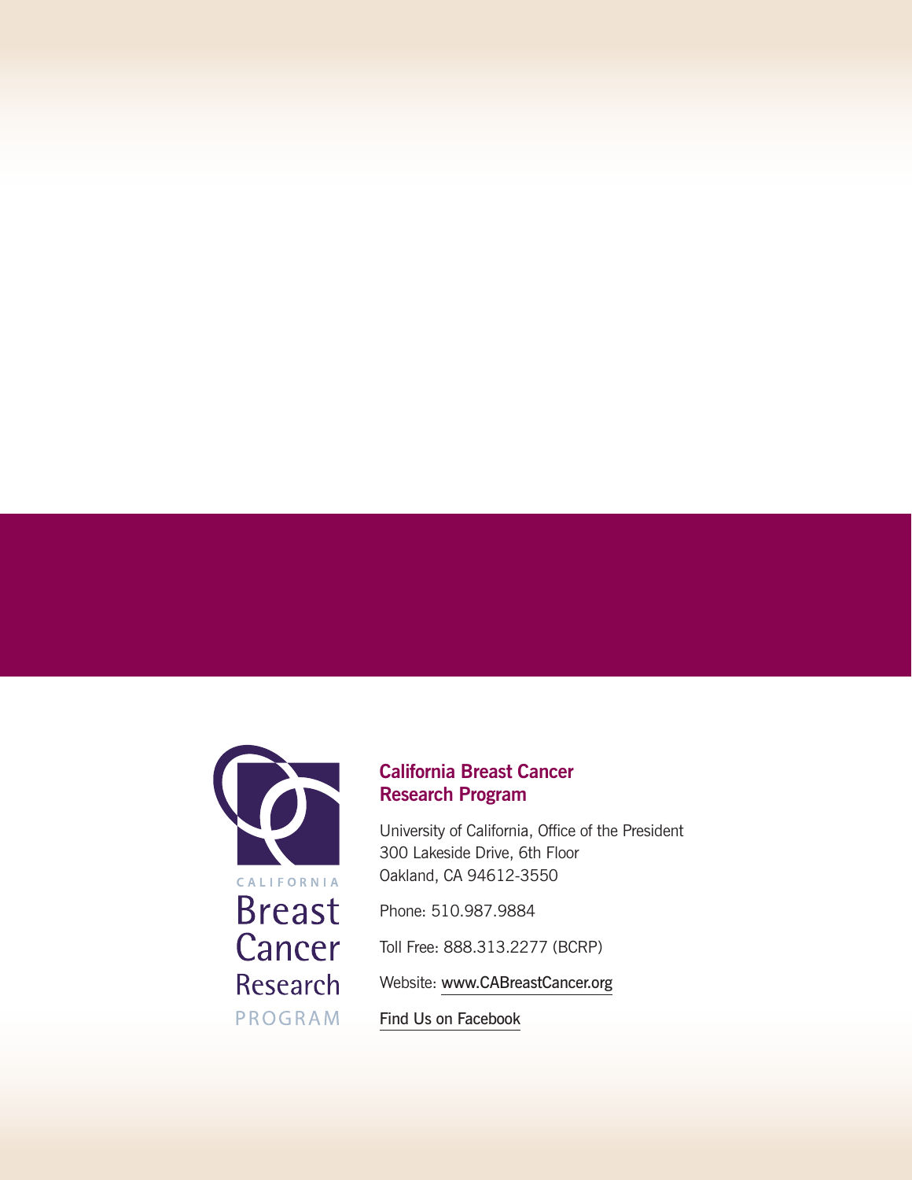CALIFORNIA

Breast Cancer Research

PROGRAM

**California Breast Cancer Research Program**

University of California, Office of the President
300 Lakeside Drive, 6th Floor
Oakland, CA 94612-3550

Phone: 510.987.9884

Toll Free: 888.313.2277 (BCRP)

Website: www.CABreastCancer.org

Find Us on Facebook